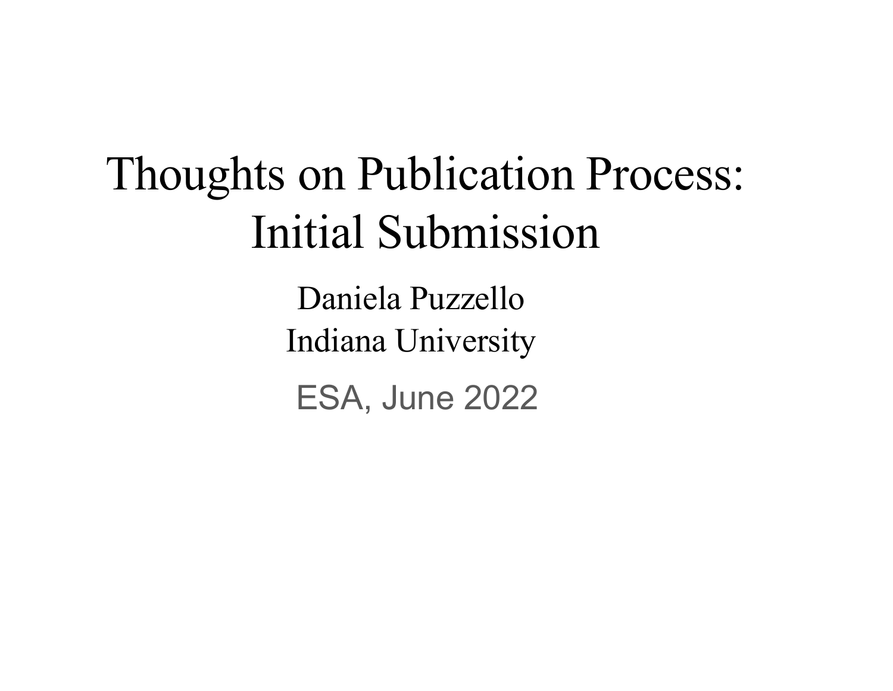# Thoughts on Publication Process: Initial Submission

Daniela Puzzello

Indiana University

ESA, June 2022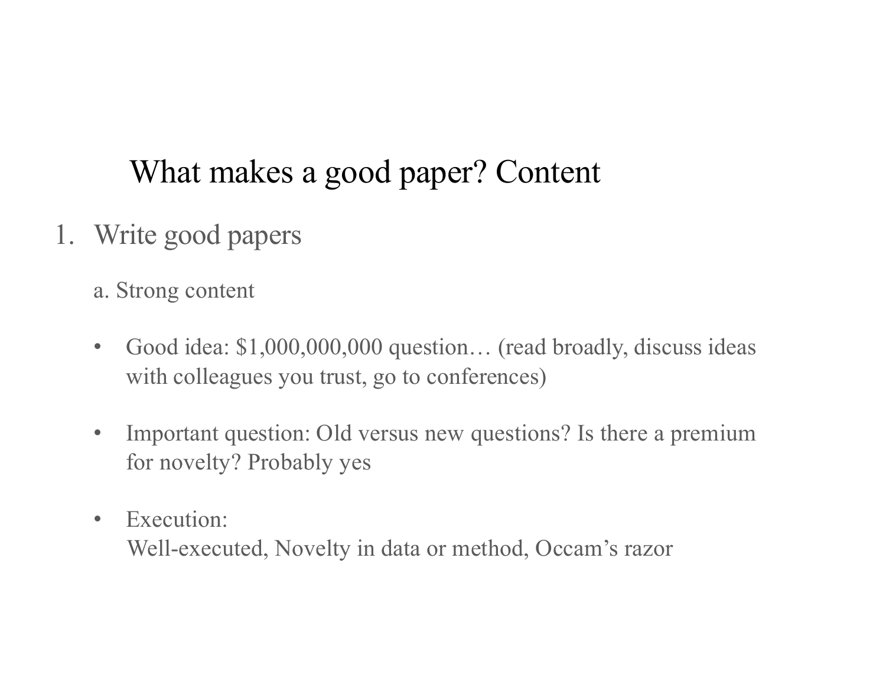# What makes a good paper? Content

1. Write good papers

   a. Strong content

   - Good idea: $1,000,000,000 question… (read broadly, discuss ideas with colleagues you trust, go to conferences)

   - Important question: Old versus new questions? Is there a premium for novelty? Probably yes

   - Execution:
     Well-executed, Novelty in data or method, Occam's razor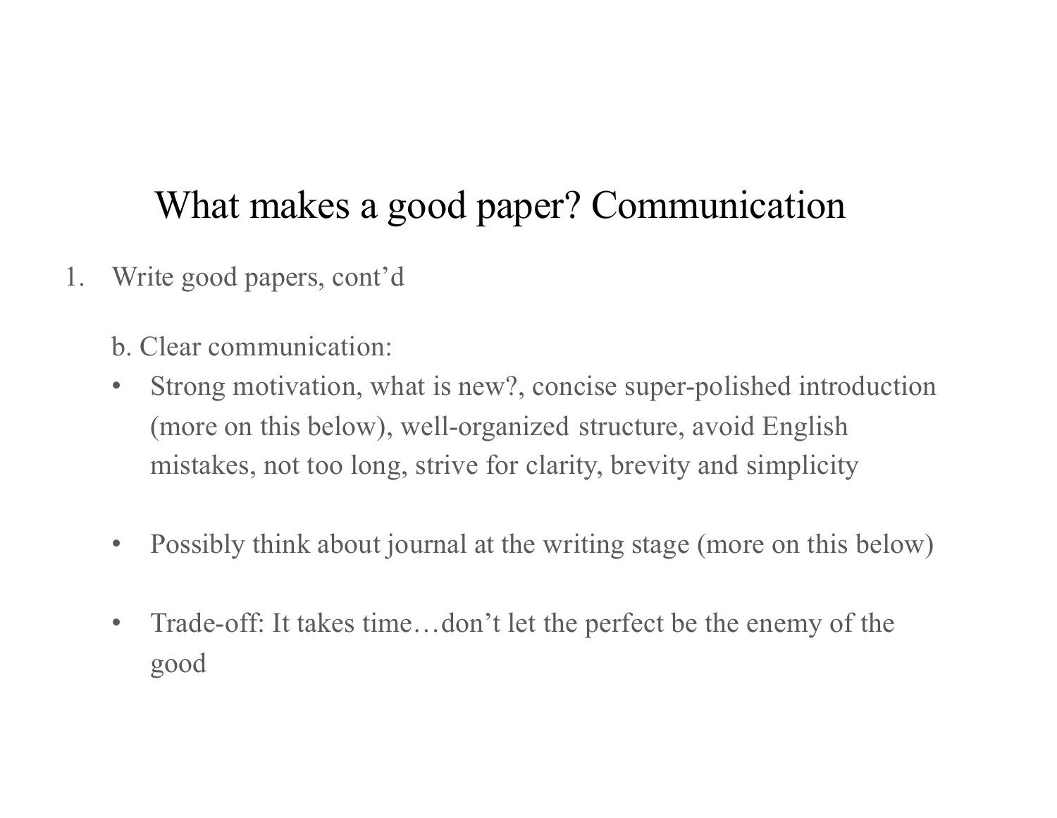# What makes a good paper? Communication

1. Write good papers, cont'd

   b. Clear communication:

   - Strong motivation, what is new?, concise super-polished introduction (more on this below), well-organized structure, avoid English mistakes, not too long, strive for clarity, brevity and simplicity

   - Possibly think about journal at the writing stage (more on this below)

   - Trade-off: It takes time…don't let the perfect be the enemy of the good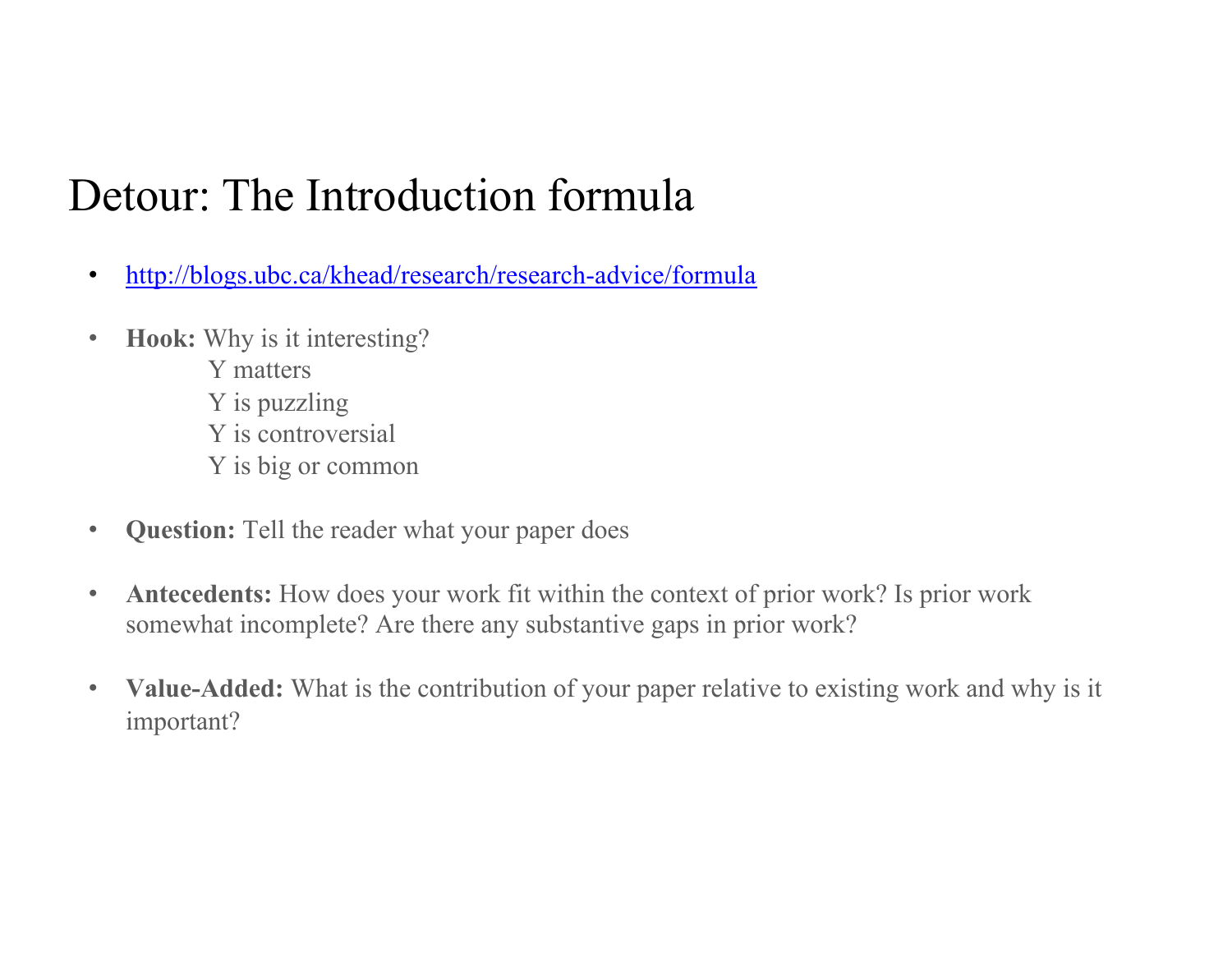# Detour: The Introduction formula

- http://blogs.ubc.ca/khead/research/research-advice/formula
- **Hook:** Why is it interesting?
  - Y matters
  - Y is puzzling
  - Y is controversial
  - Y is big or common
- **Question:** Tell the reader what your paper does
- **Antecedents:** How does your work fit within the context of prior work? Is prior work somewhat incomplete? Are there any substantive gaps in prior work?
- **Value-Added:** What is the contribution of your paper relative to existing work and why is it important?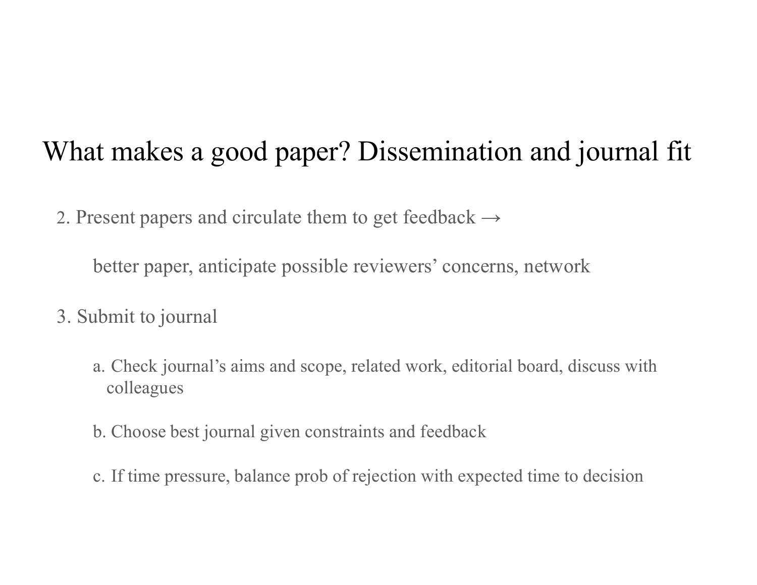# What makes a good paper? Dissemination and journal fit

2. Present papers and circulate them to get feedback →

   better paper, anticipate possible reviewers' concerns, network

3. Submit to journal

   a. Check journal's aims and scope, related work, editorial board, discuss with colleagues

   b. Choose best journal given constraints and feedback

   c. If time pressure, balance prob of rejection with expected time to decision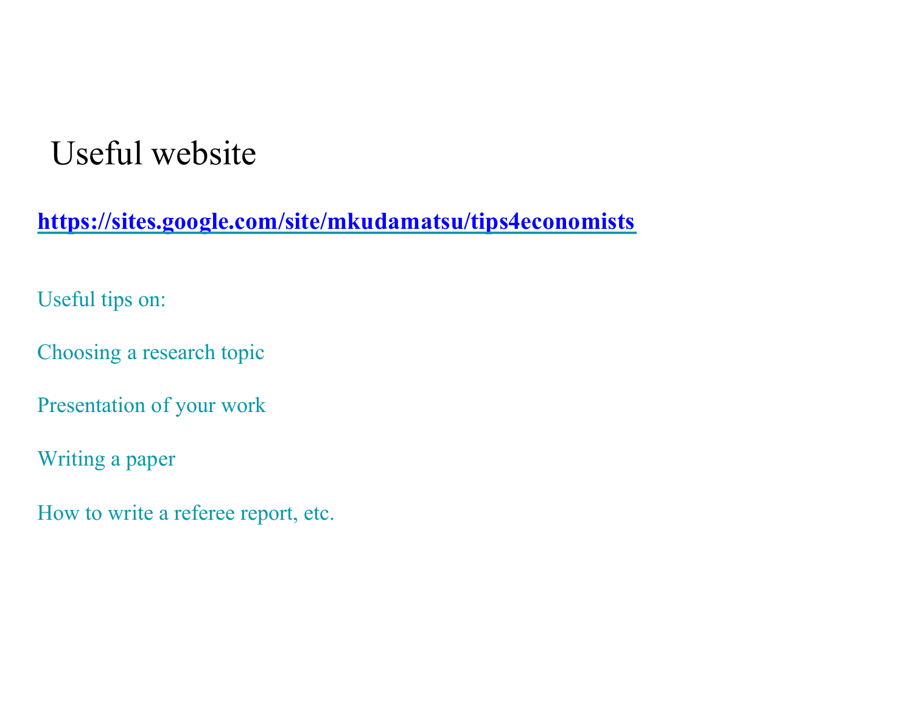# Useful website

**https://sites.google.com/site/mkudamatsu/tips4economists**

Useful tips on:

Choosing a research topic

Presentation of your work

Writing a paper

How to write a referee report, etc.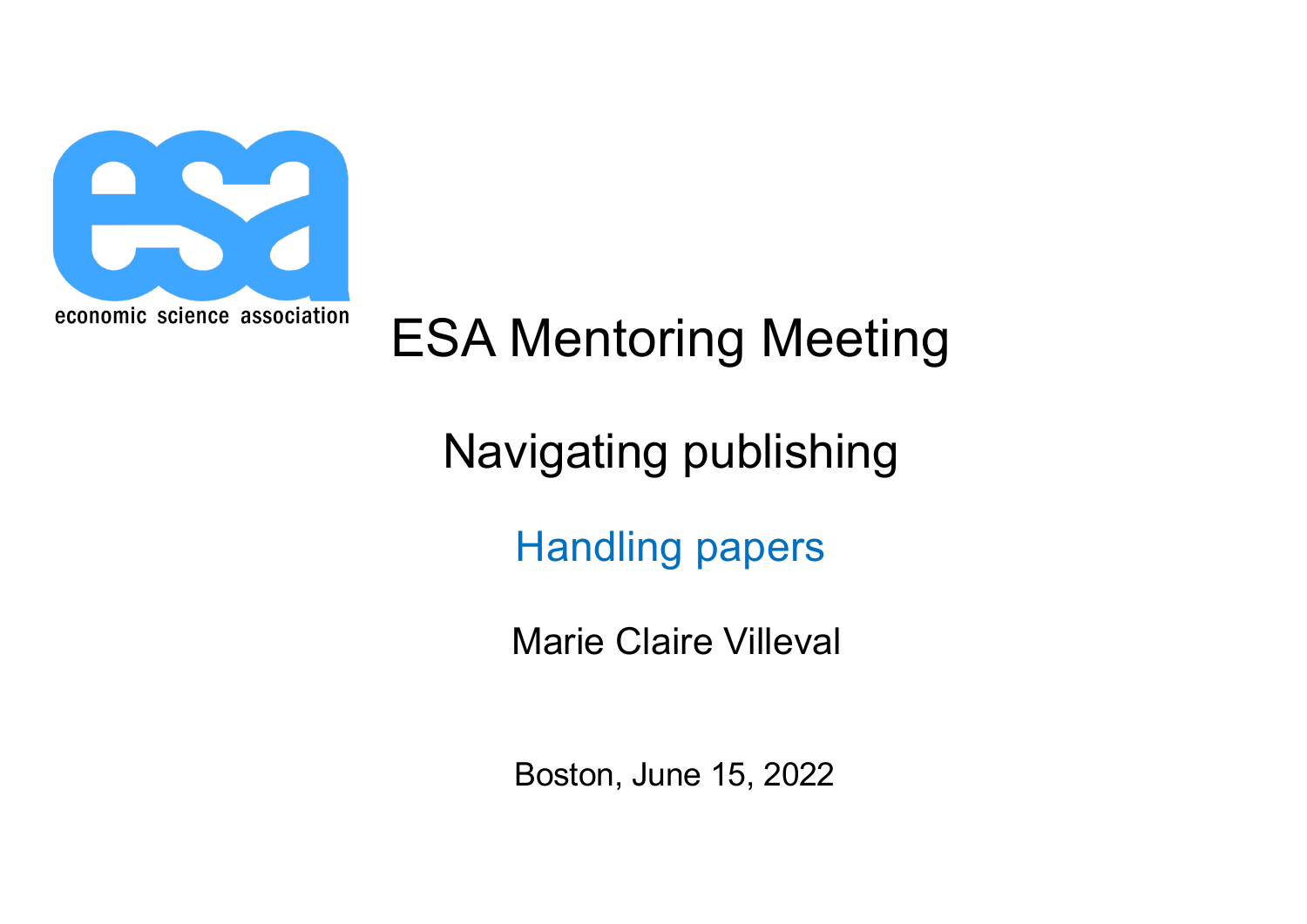economic science association

# ESA Mentoring Meeting

## Navigating publishing

### Handling papers

Marie Claire Villeval

Boston, June 15, 2022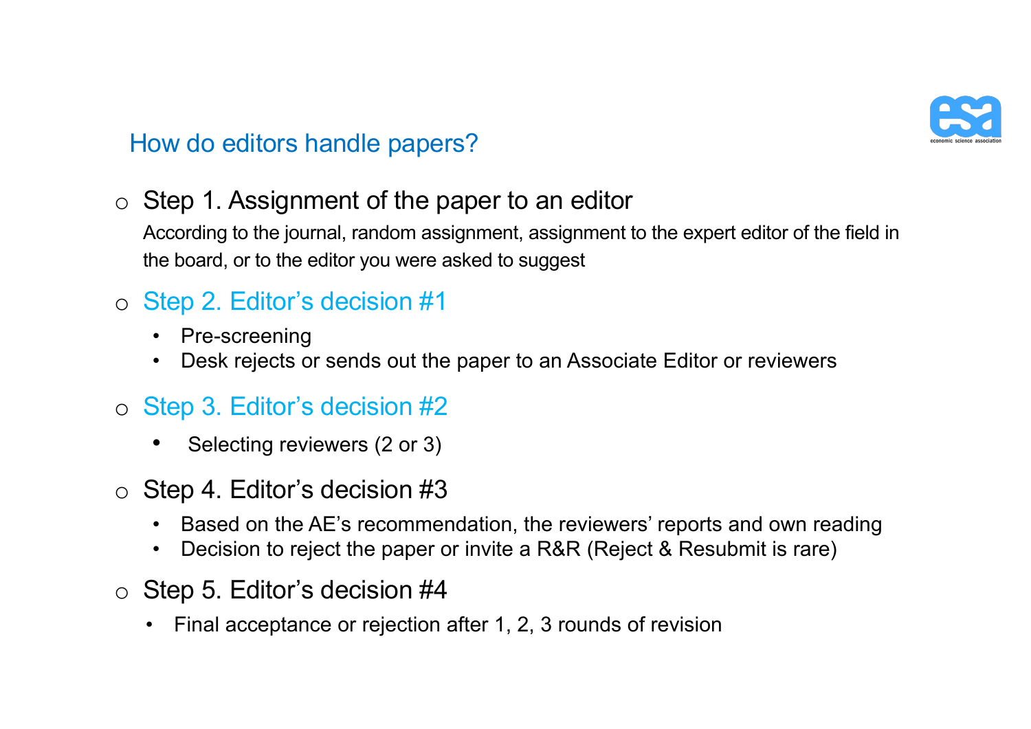## How do editors handle papers?

- Step 1. Assignment of the paper to an editor

  According to the journal, random assignment, assignment to the expert editor of the field in the board, or to the editor you were asked to suggest

- Step 2. Editor's decision #1
  - Pre-screening
  - Desk rejects or sends out the paper to an Associate Editor or reviewers

- Step 3. Editor's decision #2
  - Selecting reviewers (2 or 3)

- Step 4. Editor's decision #3
  - Based on the AE's recommendation, the reviewers' reports and own reading
  - Decision to reject the paper or invite a R&R (Reject & Resubmit is rare)

- Step 5. Editor's decision #4
  - Final acceptance or rejection after 1, 2, 3 rounds of revision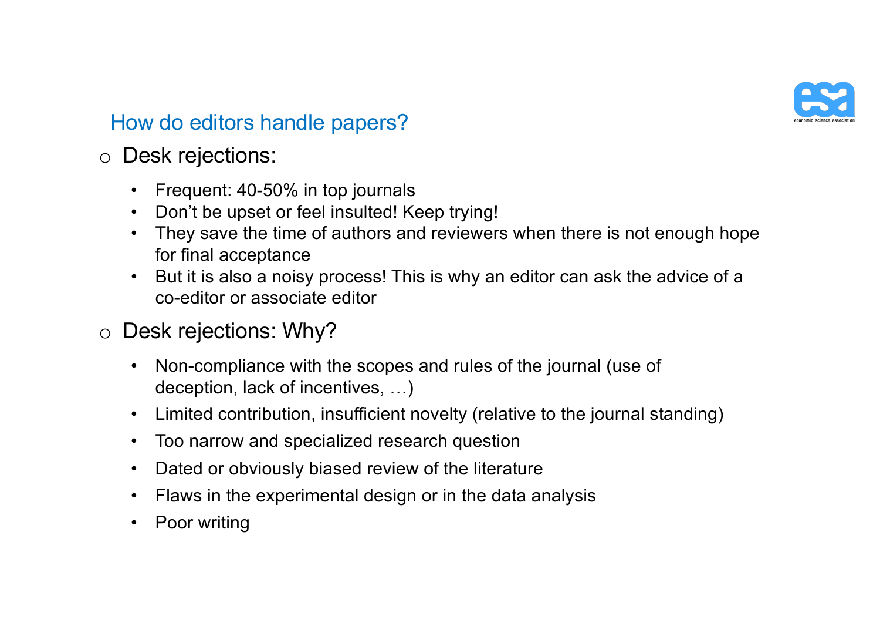## How do editors handle papers?

- Desk rejections:
  - Frequent: 40-50% in top journals
  - Don't be upset or feel insulted! Keep trying!
  - They save the time of authors and reviewers when there is not enough hope for final acceptance
  - But it is also a noisy process! This is why an editor can ask the advice of a co-editor or associate editor
- Desk rejections: Why?
  - Non-compliance with the scopes and rules of the journal (use of deception, lack of incentives, …)
  - Limited contribution, insufficient novelty (relative to the journal standing)
  - Too narrow and specialized research question
  - Dated or obviously biased review of the literature
  - Flaws in the experimental design or in the data analysis
  - Poor writing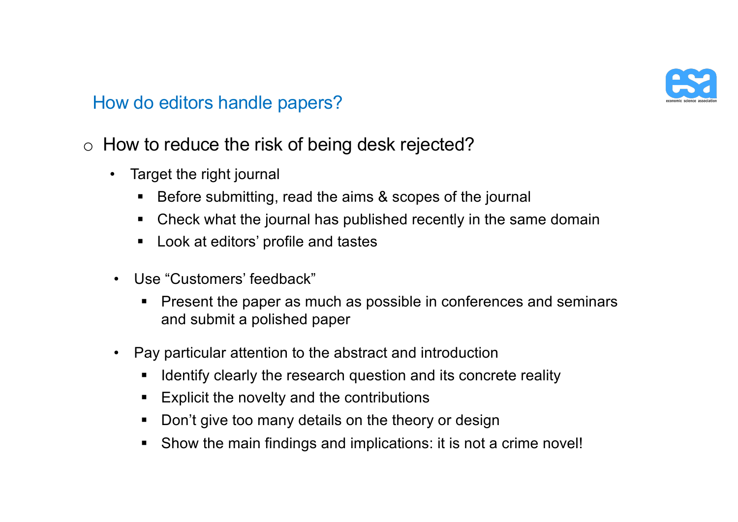## How do editors handle papers?

- How to reduce the risk of being desk rejected?
  - Target the right journal
    - Before submitting, read the aims & scopes of the journal
    - Check what the journal has published recently in the same domain
    - Look at editors' profile and tastes
  - Use "Customers' feedback"
    - Present the paper as much as possible in conferences and seminars and submit a polished paper
  - Pay particular attention to the abstract and introduction
    - Identify clearly the research question and its concrete reality
    - Explicit the novelty and the contributions
    - Don't give too many details on the theory or design
    - Show the main findings and implications: it is not a crime novel!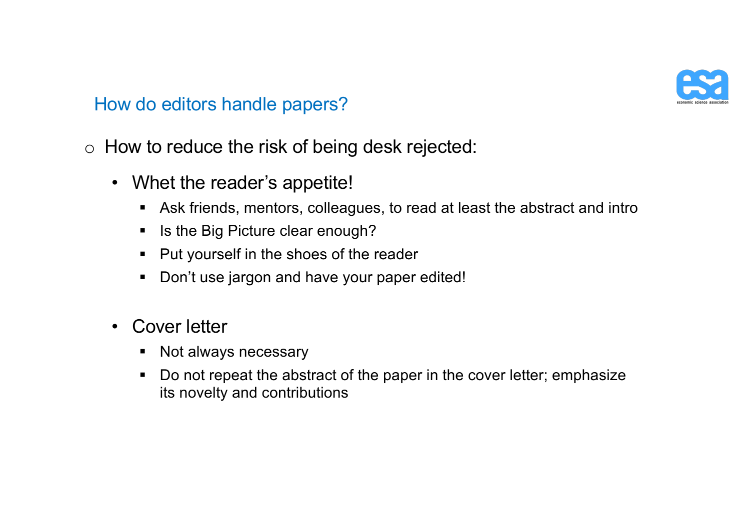## How do editors handle papers?

- How to reduce the risk of being desk rejected:
  - Whet the reader's appetite!
    - Ask friends, mentors, colleagues, to read at least the abstract and intro
    - Is the Big Picture clear enough?
    - Put yourself in the shoes of the reader
    - Don't use jargon and have your paper edited!
  - Cover letter
    - Not always necessary
    - Do not repeat the abstract of the paper in the cover letter; emphasize its novelty and contributions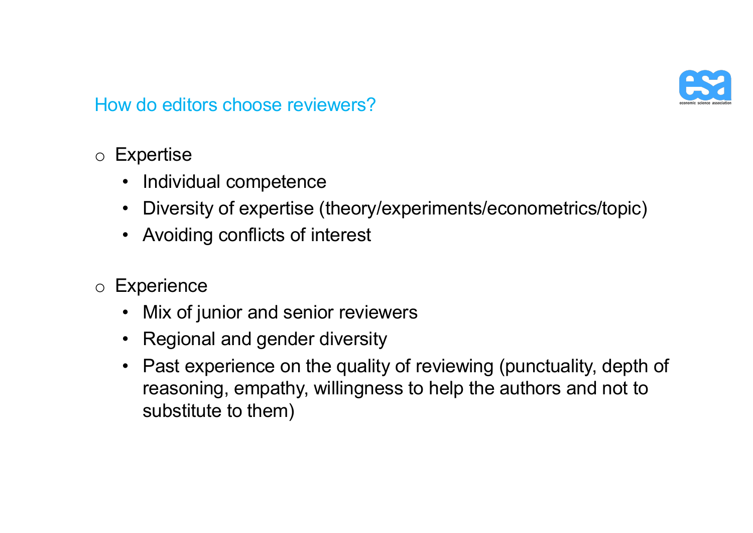## How do editors choose reviewers?

- Expertise
  - Individual competence
  - Diversity of expertise (theory/experiments/econometrics/topic)
  - Avoiding conflicts of interest

- Experience
  - Mix of junior and senior reviewers
  - Regional and gender diversity
  - Past experience on the quality of reviewing (punctuality, depth of reasoning, empathy, willingness to help the authors and not to substitute to them)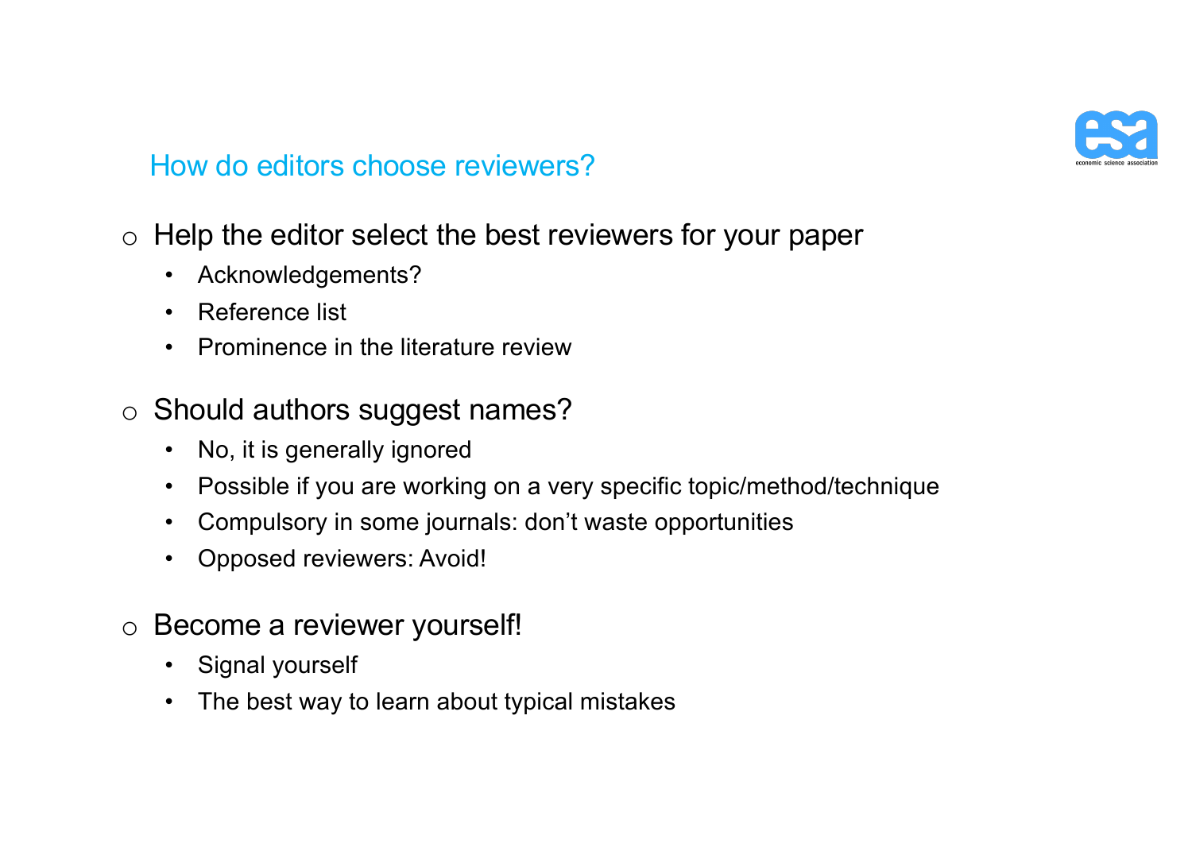## How do editors choose reviewers?

- Help the editor select the best reviewers for your paper
  - Acknowledgements?
  - Reference list
  - Prominence in the literature review

- Should authors suggest names?
  - No, it is generally ignored
  - Possible if you are working on a very specific topic/method/technique
  - Compulsory in some journals: don’t waste opportunities
  - Opposed reviewers: Avoid!

- Become a reviewer yourself!
  - Signal yourself
  - The best way to learn about typical mistakes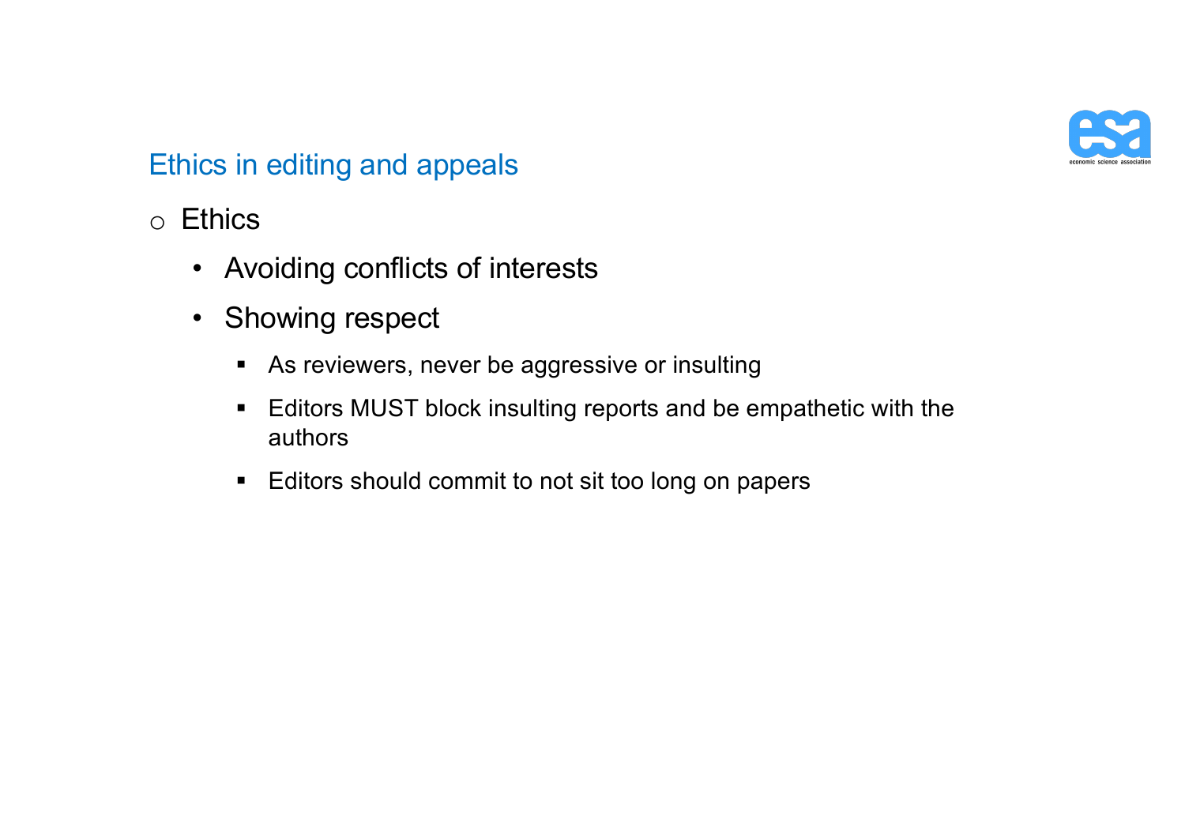## Ethics in editing and appeals

- Ethics
  - Avoiding conflicts of interests
  - Showing respect
    - As reviewers, never be aggressive or insulting
    - Editors MUST block insulting reports and be empathetic with the authors
    - Editors should commit to not sit too long on papers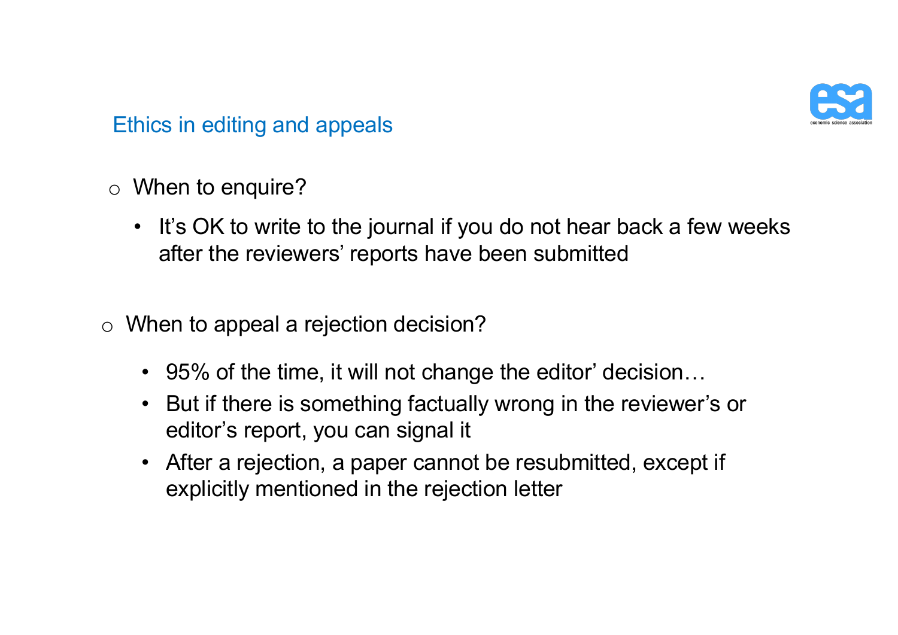## Ethics in editing and appeals

- When to enquire?
  - It's OK to write to the journal if you do not hear back a few weeks after the reviewers' reports have been submitted

- When to appeal a rejection decision?
  - 95% of the time, it will not change the editor' decision…
  - But if there is something factually wrong in the reviewer's or editor's report, you can signal it
  - After a rejection, a paper cannot be resubmitted, except if explicitly mentioned in the rejection letter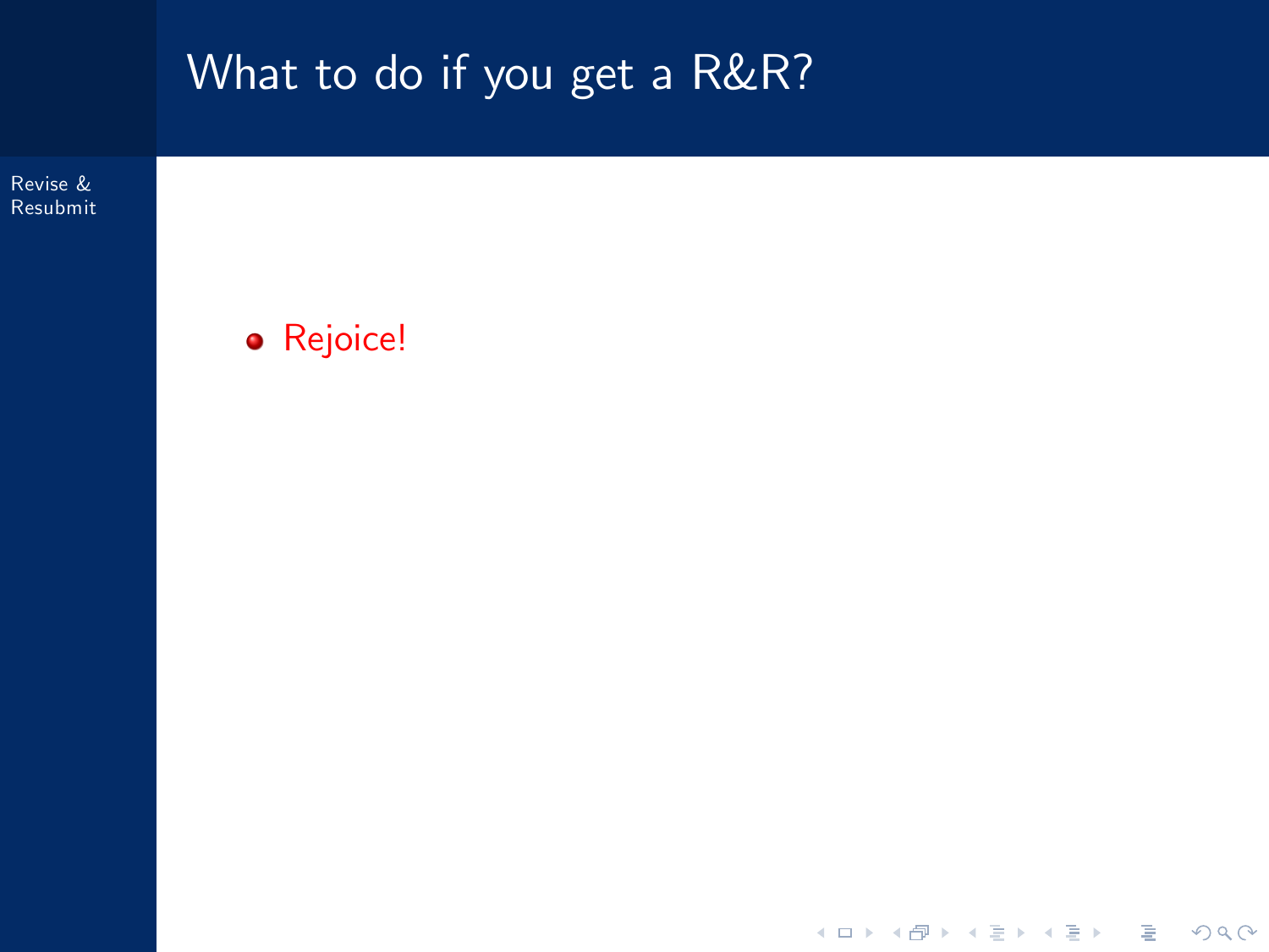# What to do if you get a R&R?

- Rejoice!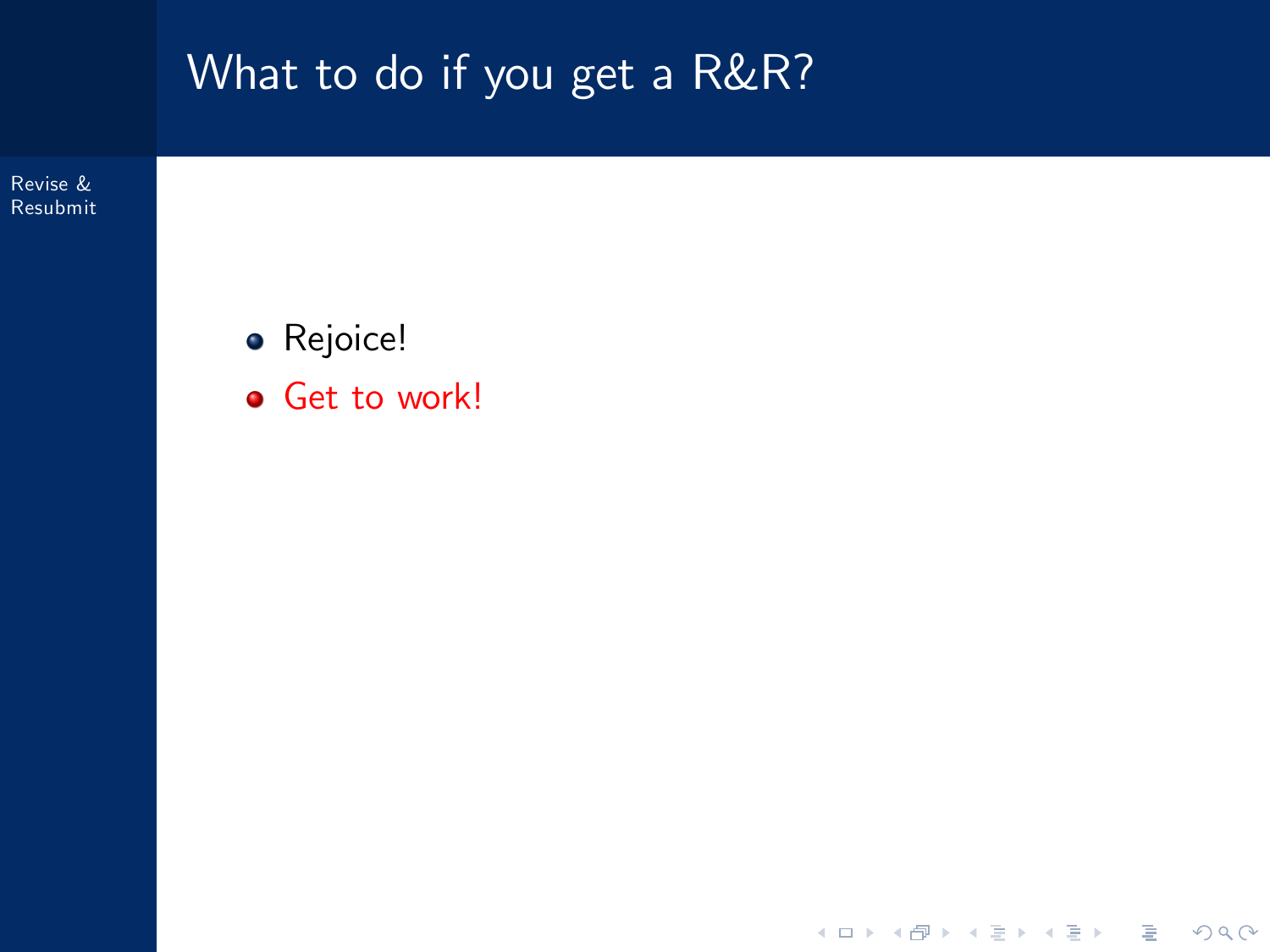# What to do if you get a R&R?

- Rejoice!
- Get to work!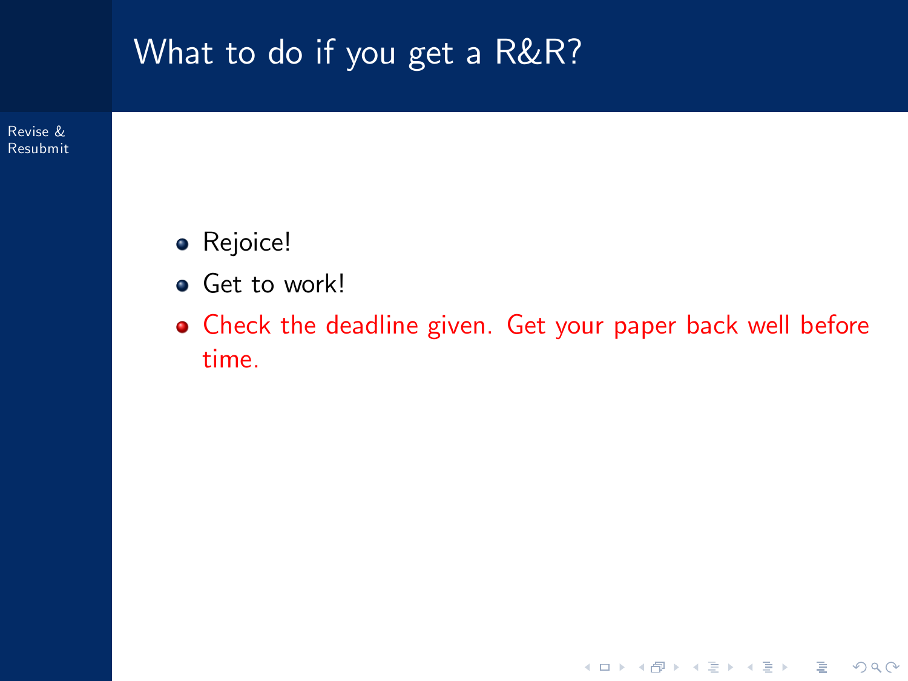# What to do if you get a R&R?

- Rejoice!
- Get to work!
- Check the deadline given. Get your paper back well before time.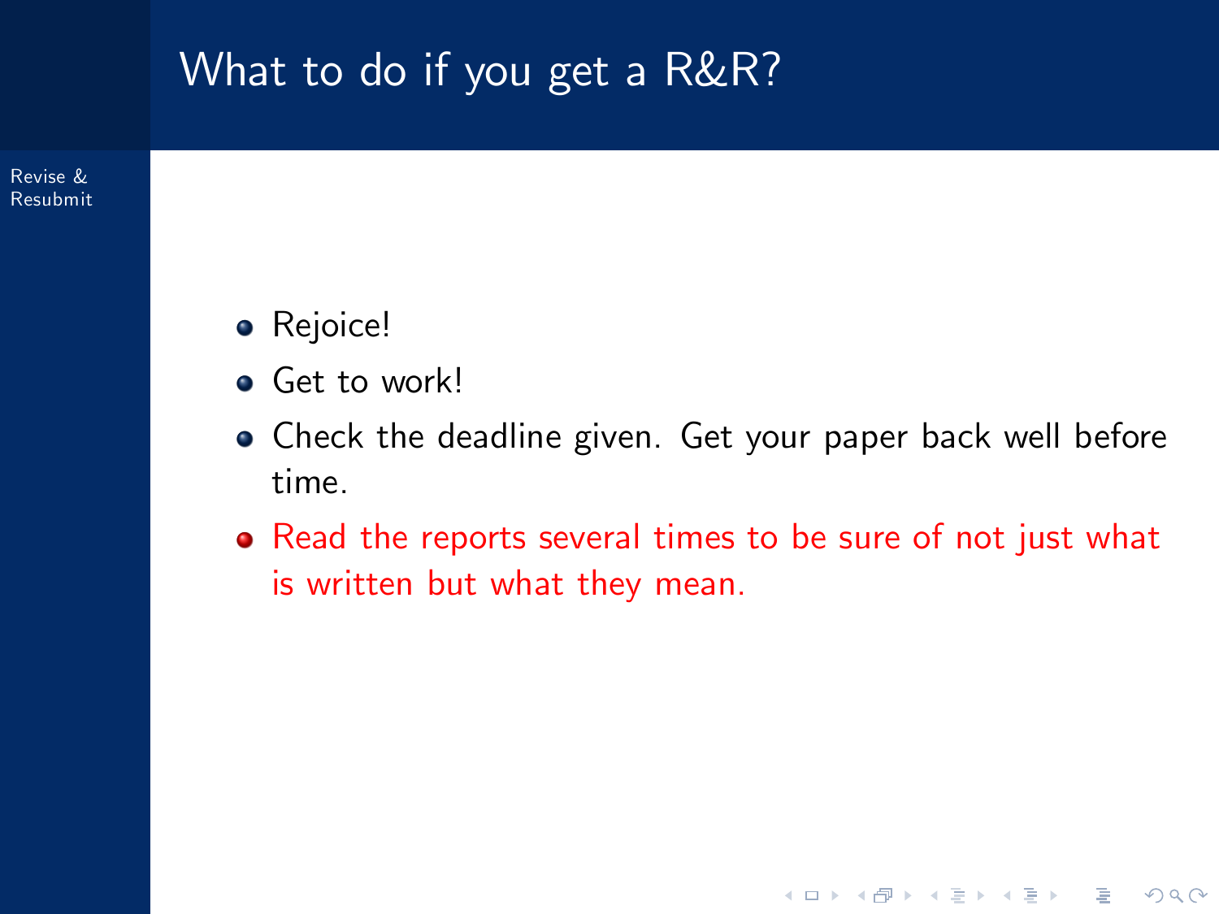# What to do if you get a R&R?

- Rejoice!
- Get to work!
- Check the deadline given. Get your paper back well before time.
- Read the reports several times to be sure of not just what is written but what they mean.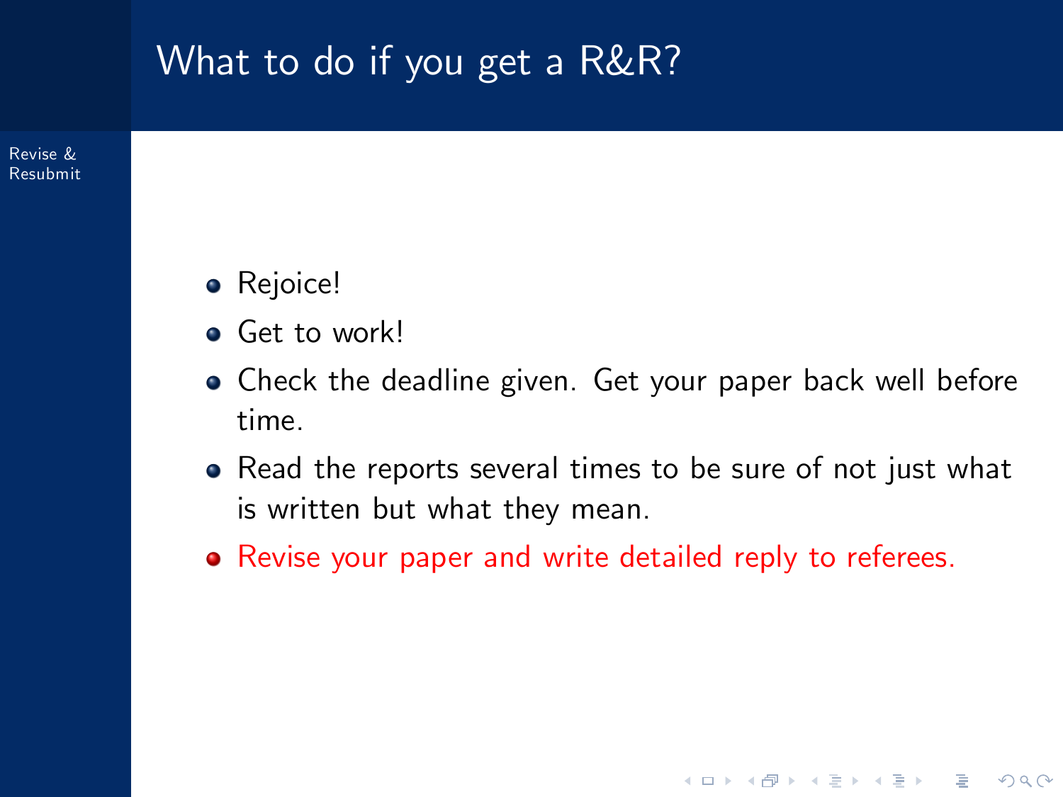# What to do if you get a R&R?

- Rejoice!
- Get to work!
- Check the deadline given. Get your paper back well before time.
- Read the reports several times to be sure of not just what is written but what they mean.
- Revise your paper and write detailed reply to referees.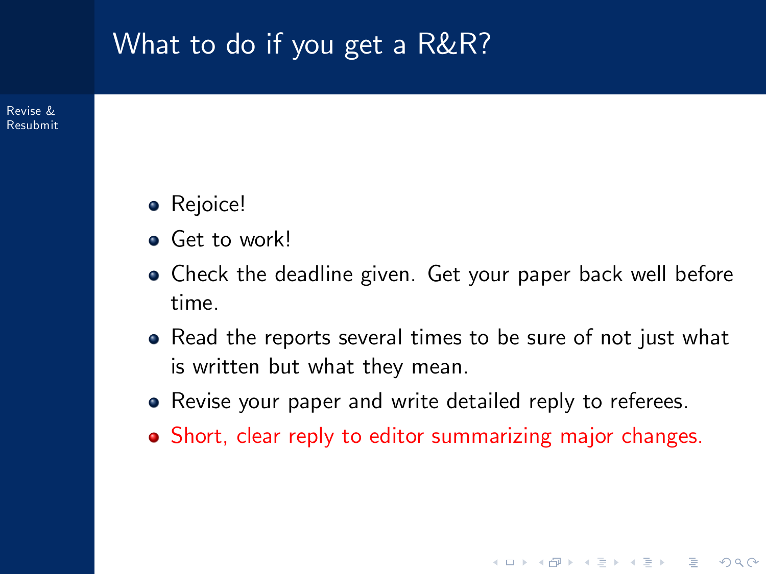# What to do if you get a R&R?

- Rejoice!
- Get to work!
- Check the deadline given. Get your paper back well before time.
- Read the reports several times to be sure of not just what is written but what they mean.
- Revise your paper and write detailed reply to referees.
- Short, clear reply to editor summarizing major changes.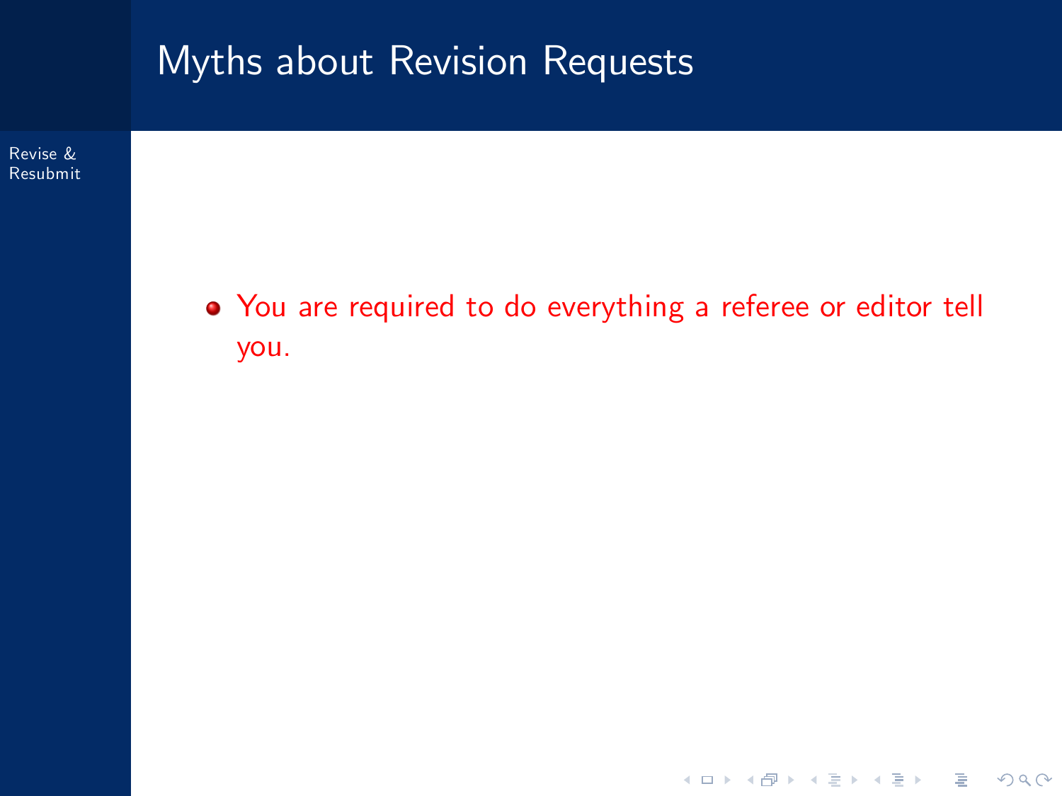# Myths about Revision Requests

- You are required to do everything a referee or editor tell you.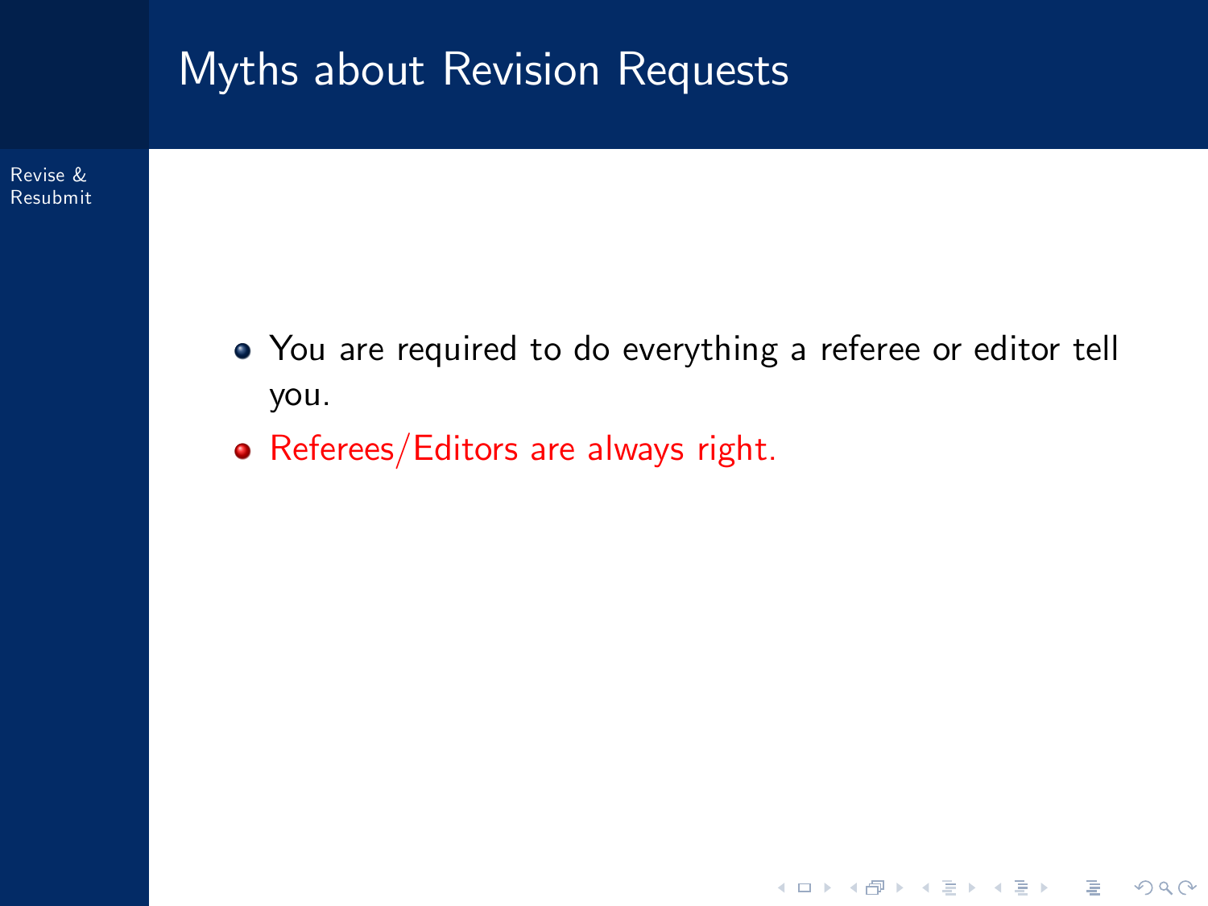# Myths about Revision Requests

- You are required to do everything a referee or editor tell you.
- Referees/Editors are always right.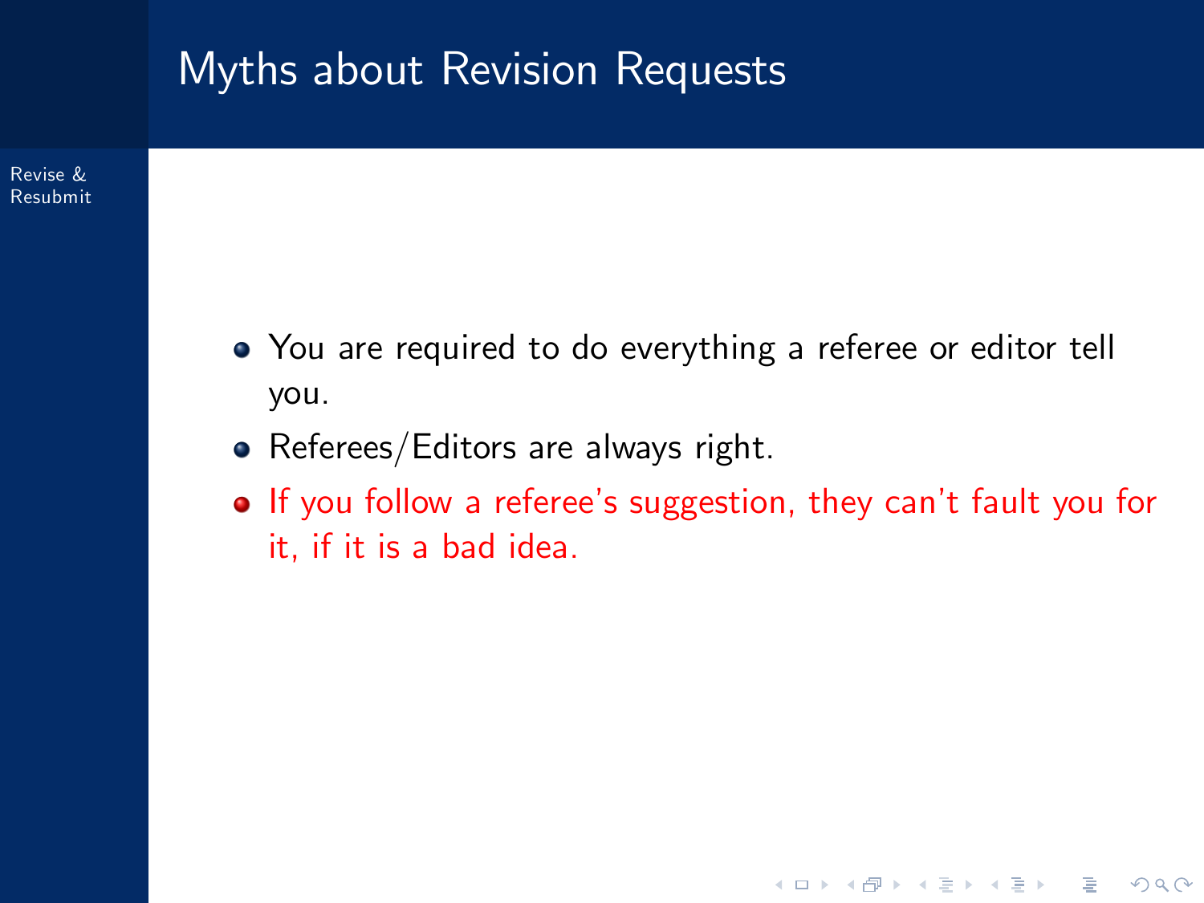# Myths about Revision Requests

- You are required to do everything a referee or editor tell you.
- Referees/Editors are always right.
- If you follow a referee's suggestion, they can't fault you for it, if it is a bad idea.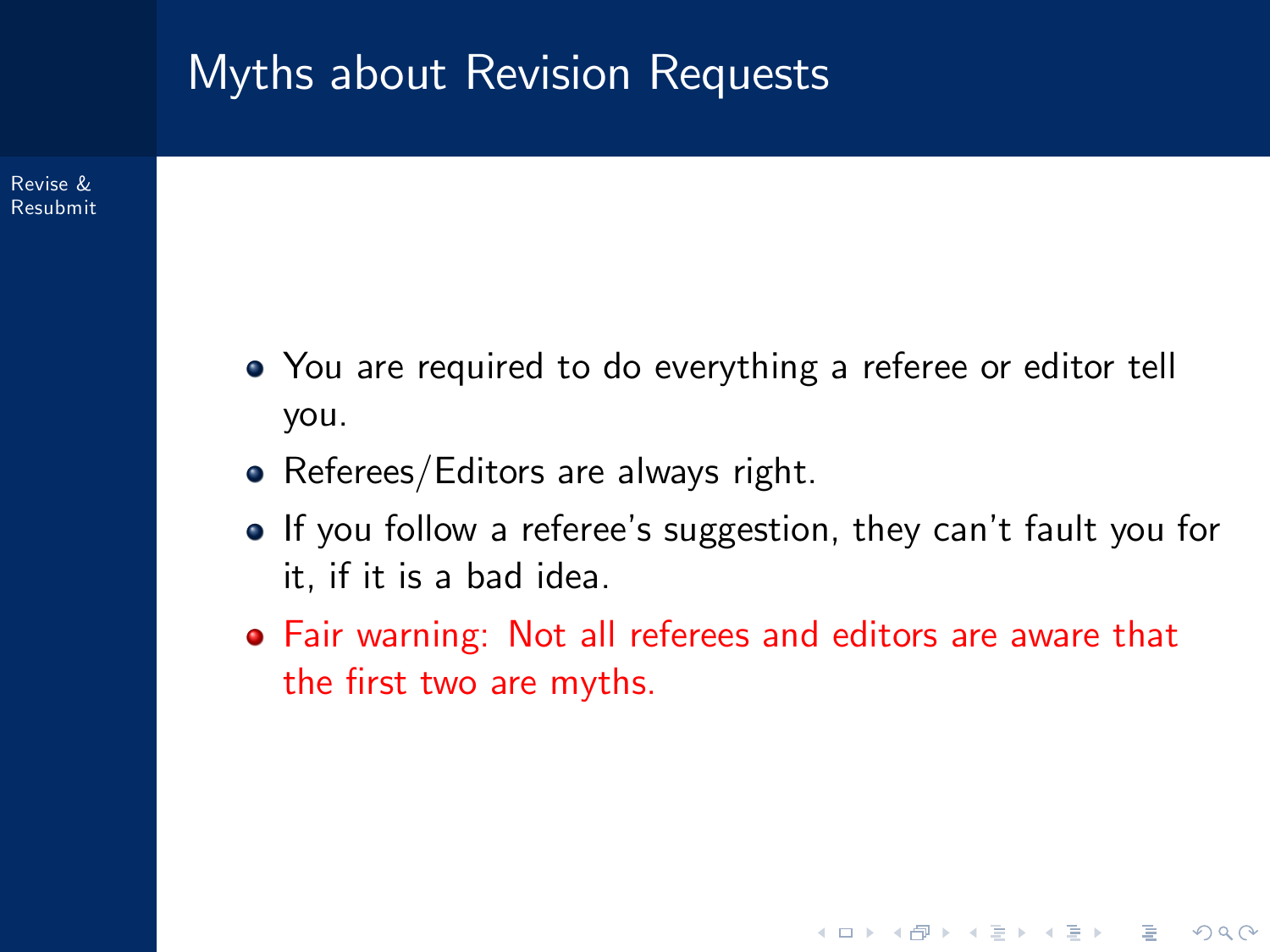# Myths about Revision Requests

- You are required to do everything a referee or editor tell you.
- Referees/Editors are always right.
- If you follow a referee's suggestion, they can't fault you for it, if it is a bad idea.
- Fair warning: Not all referees and editors are aware that the first two are myths.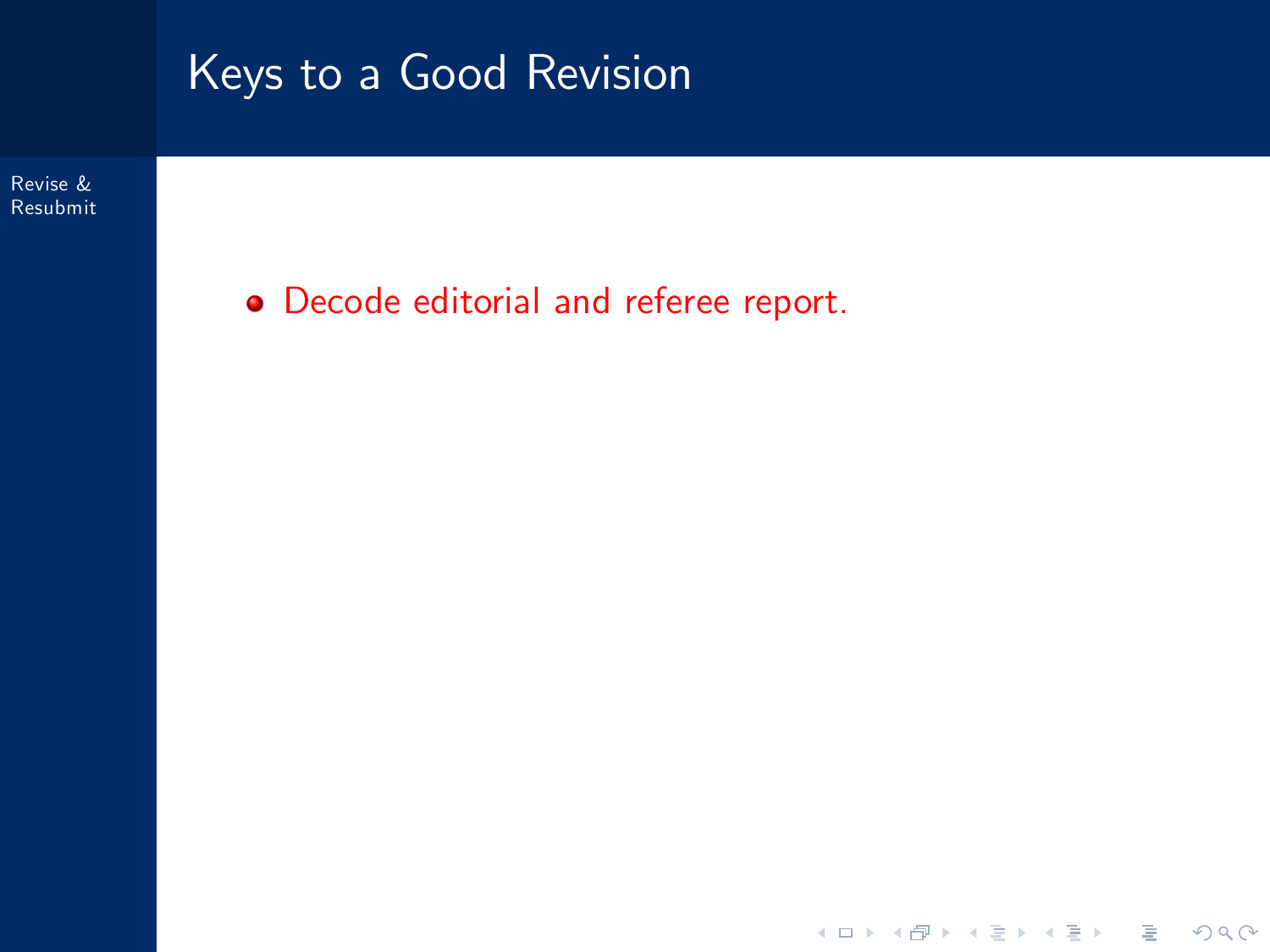# Keys to a Good Revision

- Decode editorial and referee report.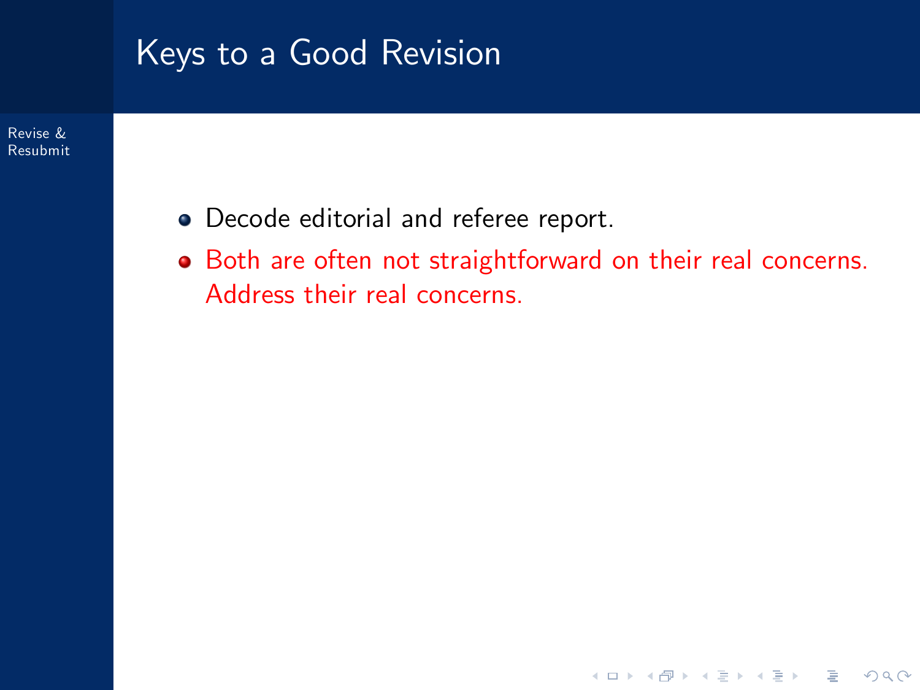# Keys to a Good Revision

- Decode editorial and referee report.
- Both are often not straightforward on their real concerns. Address their real concerns.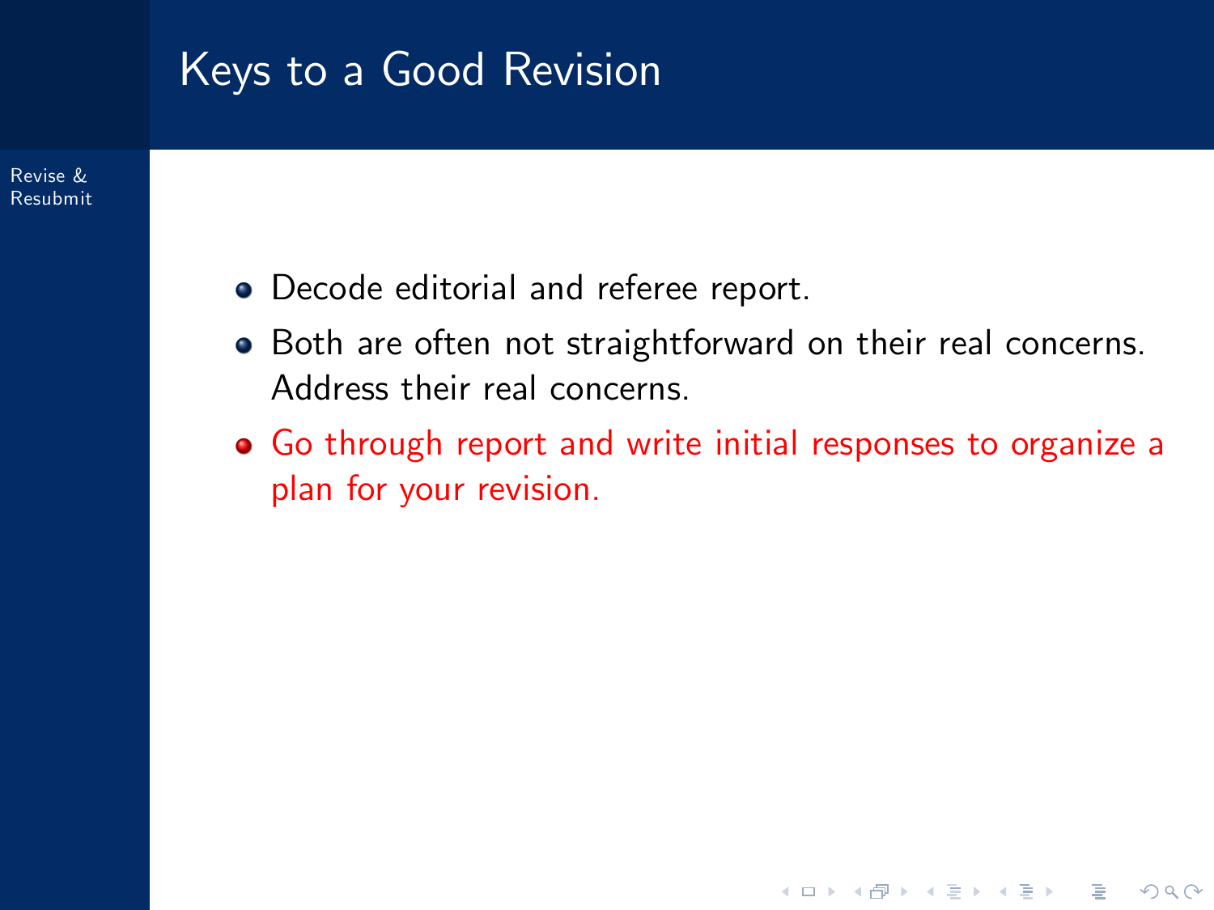# Keys to a Good Revision

- Decode editorial and referee report.
- Both are often not straightforward on their real concerns. Address their real concerns.
- Go through report and write initial responses to organize a plan for your revision.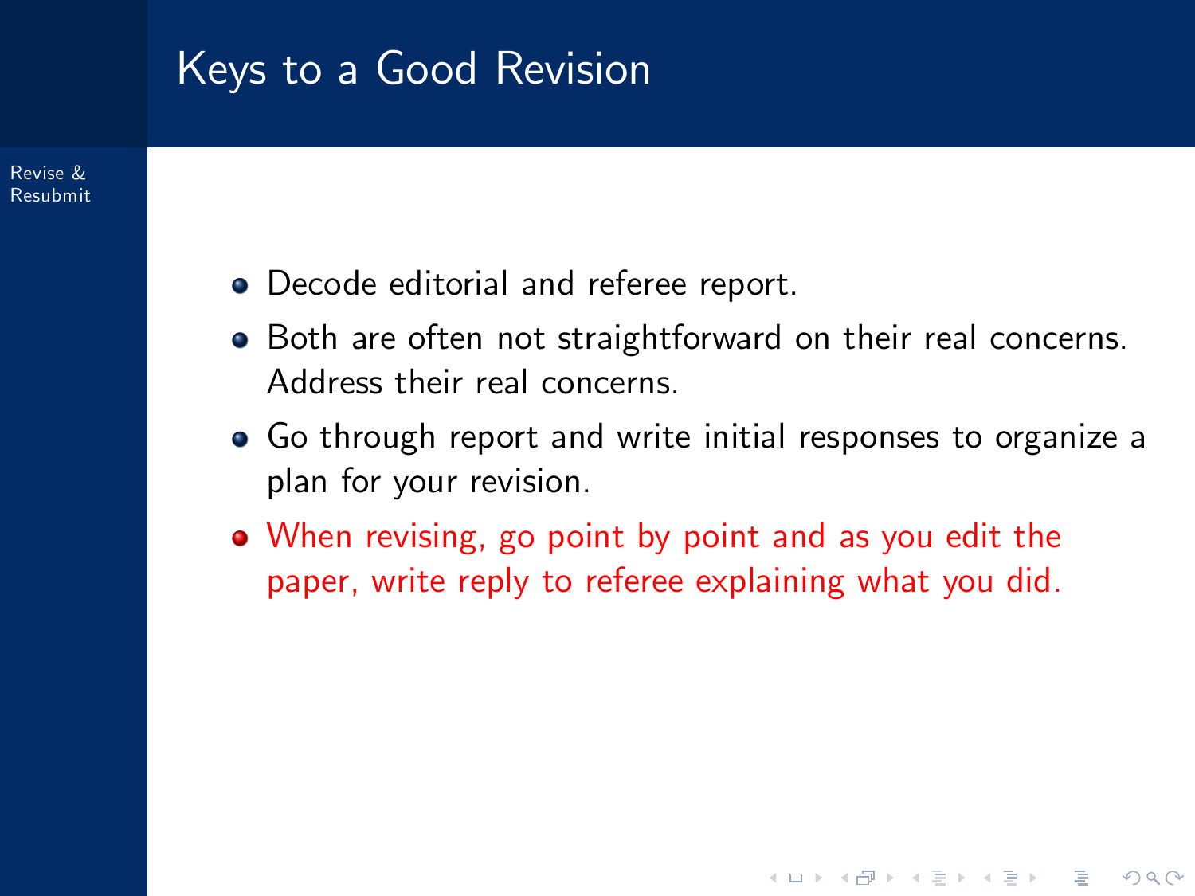# Keys to a Good Revision

- Decode editorial and referee report.
- Both are often not straightforward on their real concerns. Address their real concerns.
- Go through report and write initial responses to organize a plan for your revision.
- When revising, go point by point and as you edit the paper, write reply to referee explaining what you did.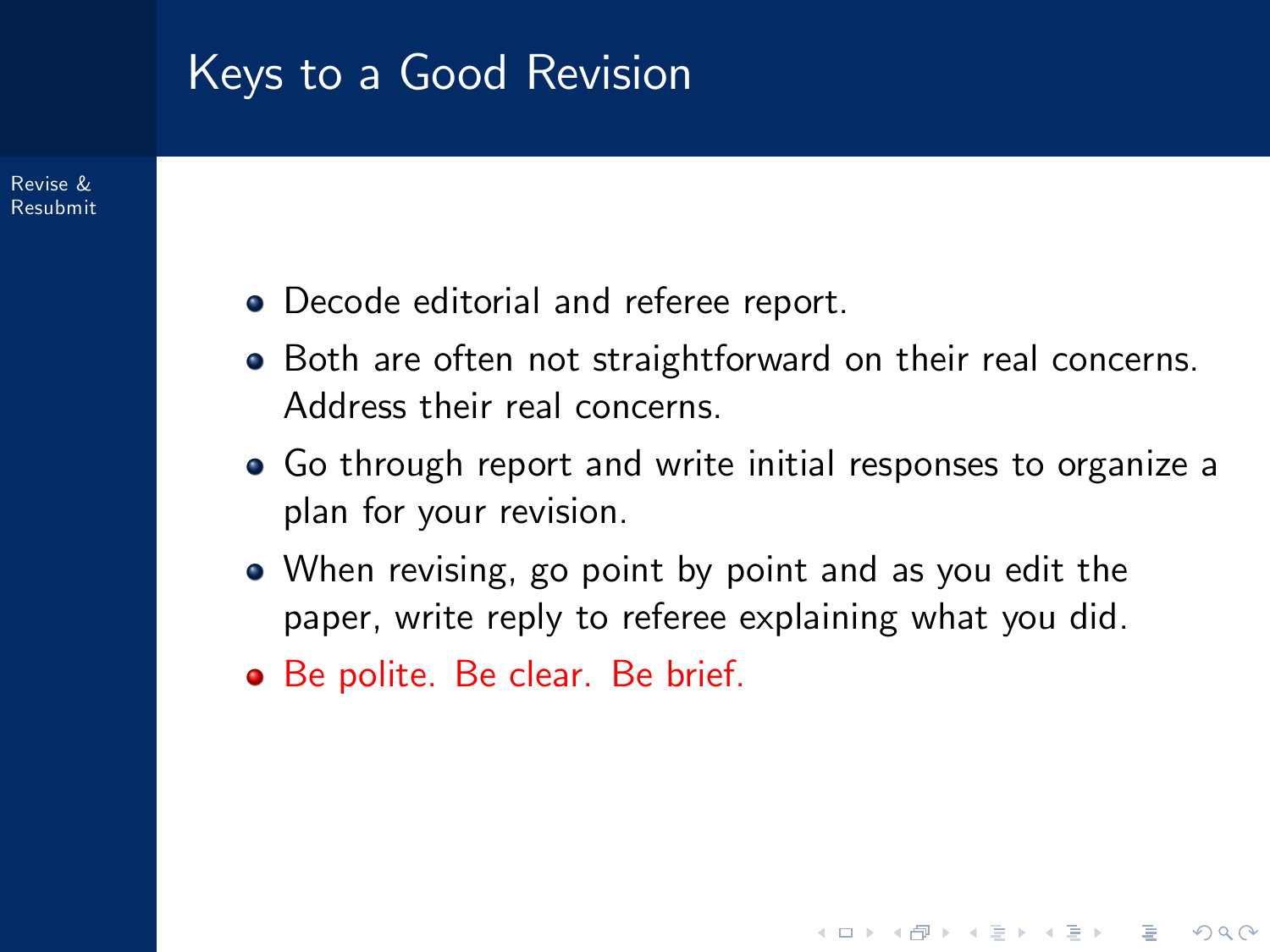# Keys to a Good Revision

- Decode editorial and referee report.
- Both are often not straightforward on their real concerns. Address their real concerns.
- Go through report and write initial responses to organize a plan for your revision.
- When revising, go point by point and as you edit the paper, write reply to referee explaining what you did.
- Be polite. Be clear. Be brief.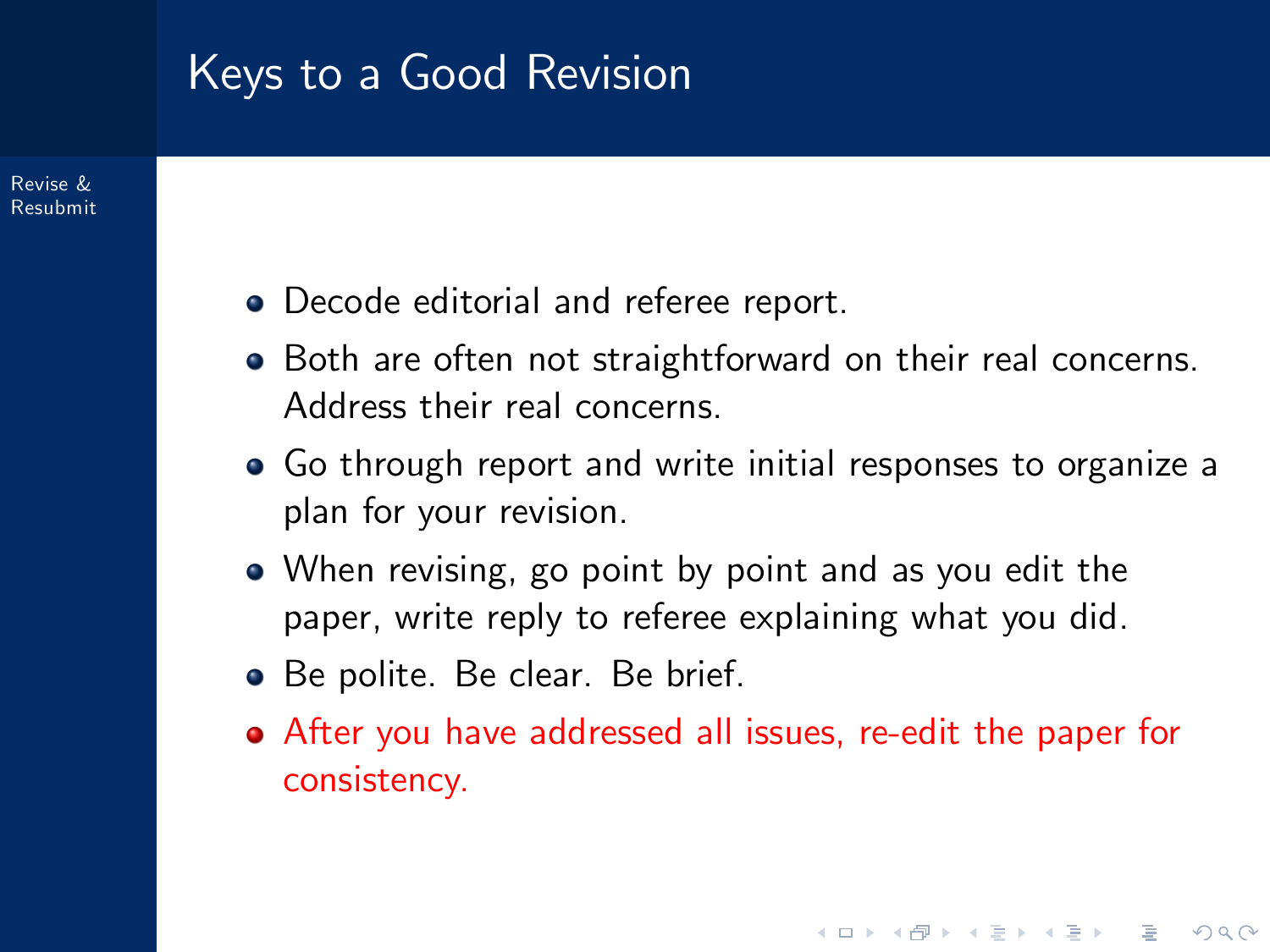# Keys to a Good Revision

- Decode editorial and referee report.
- Both are often not straightforward on their real concerns. Address their real concerns.
- Go through report and write initial responses to organize a plan for your revision.
- When revising, go point by point and as you edit the paper, write reply to referee explaining what you did.
- Be polite. Be clear. Be brief.
- After you have addressed all issues, re-edit the paper for consistency.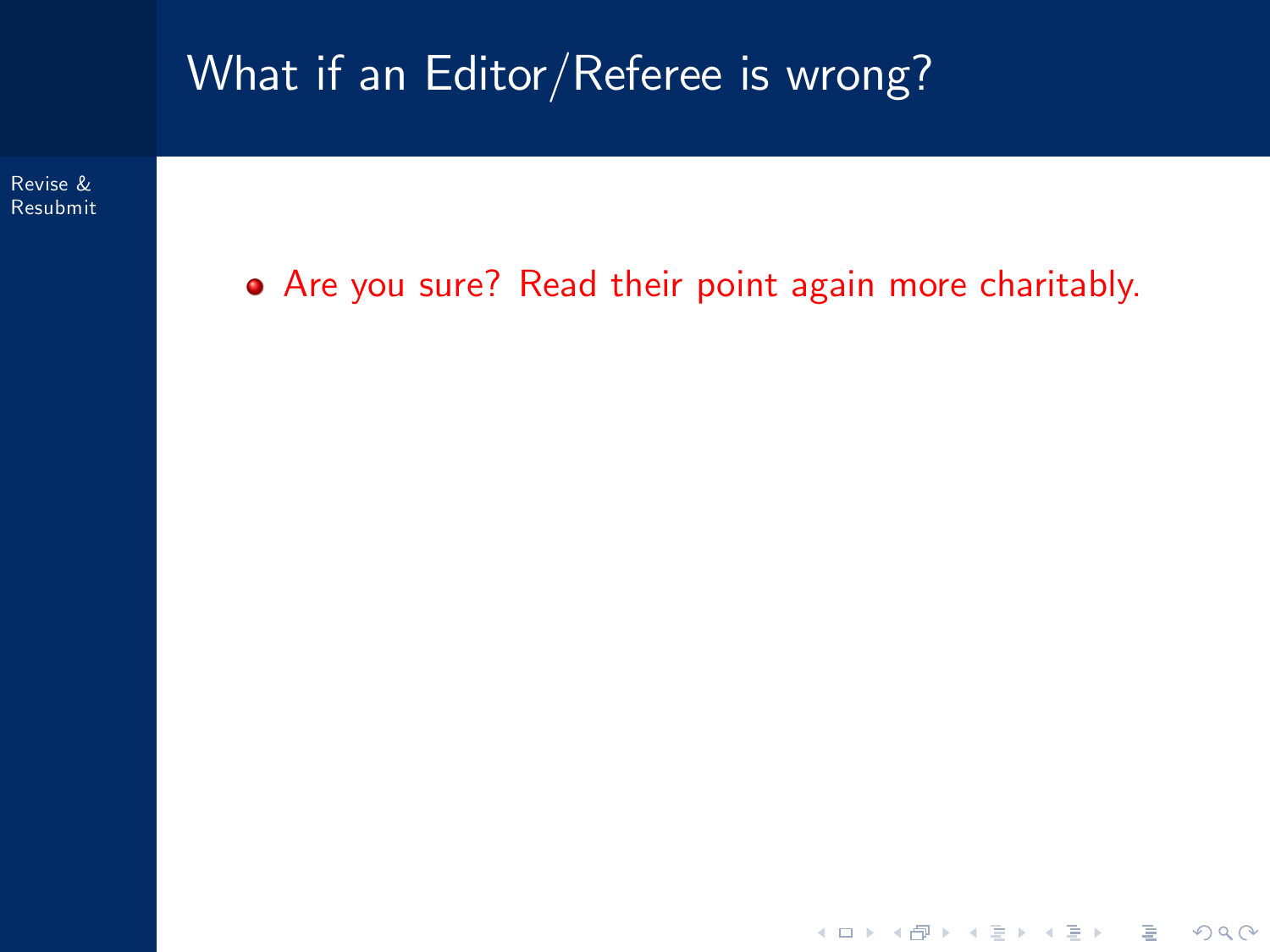# What if an Editor/Referee is wrong?

- Are you sure? Read their point again more charitably.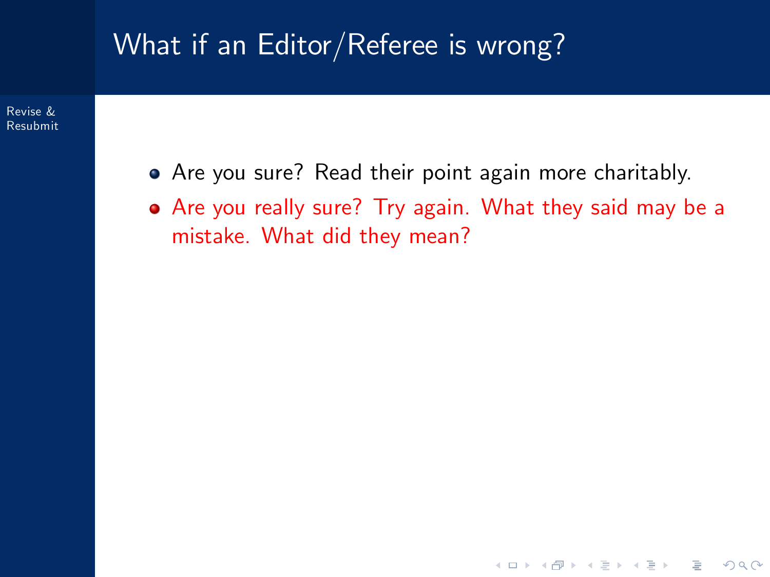# What if an Editor/Referee is wrong?

- Are you sure? Read their point again more charitably.
- Are you really sure? Try again. What they said may be a mistake. What did they mean?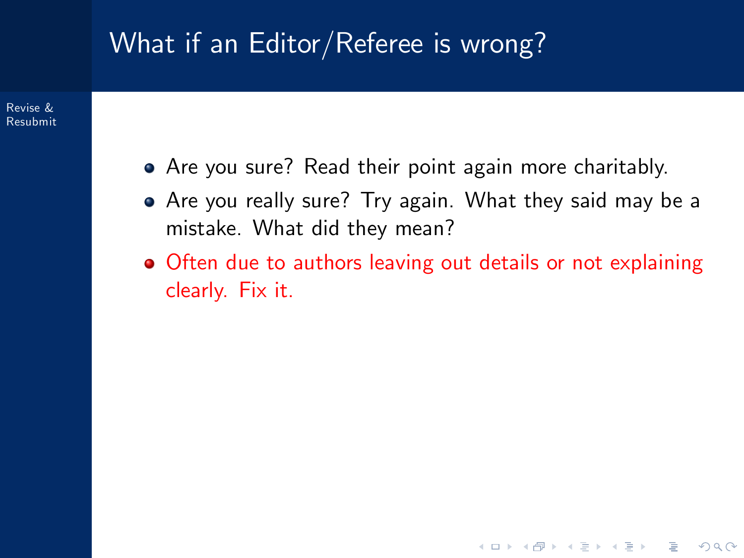# What if an Editor/Referee is wrong?

- Are you sure? Read their point again more charitably.
- Are you really sure? Try again. What they said may be a mistake. What did they mean?
- Often due to authors leaving out details or not explaining clearly. Fix it.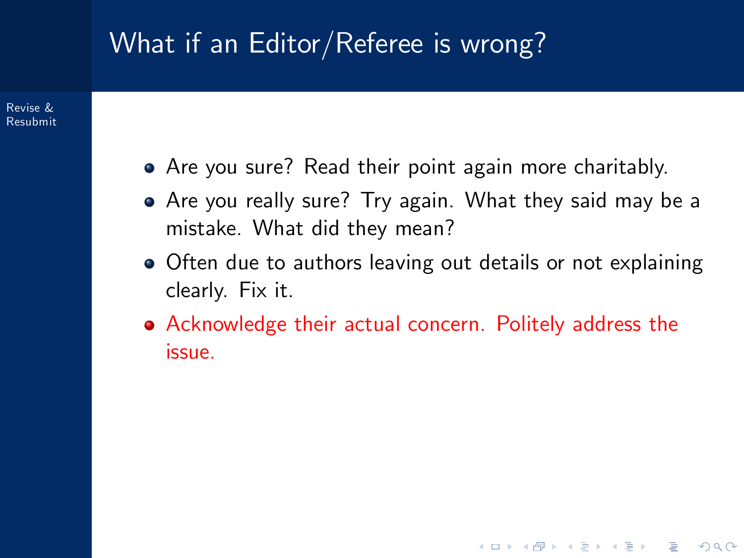# What if an Editor/Referee is wrong?

- Are you sure? Read their point again more charitably.
- Are you really sure? Try again. What they said may be a mistake. What did they mean?
- Often due to authors leaving out details or not explaining clearly. Fix it.
- Acknowledge their actual concern. Politely address the issue.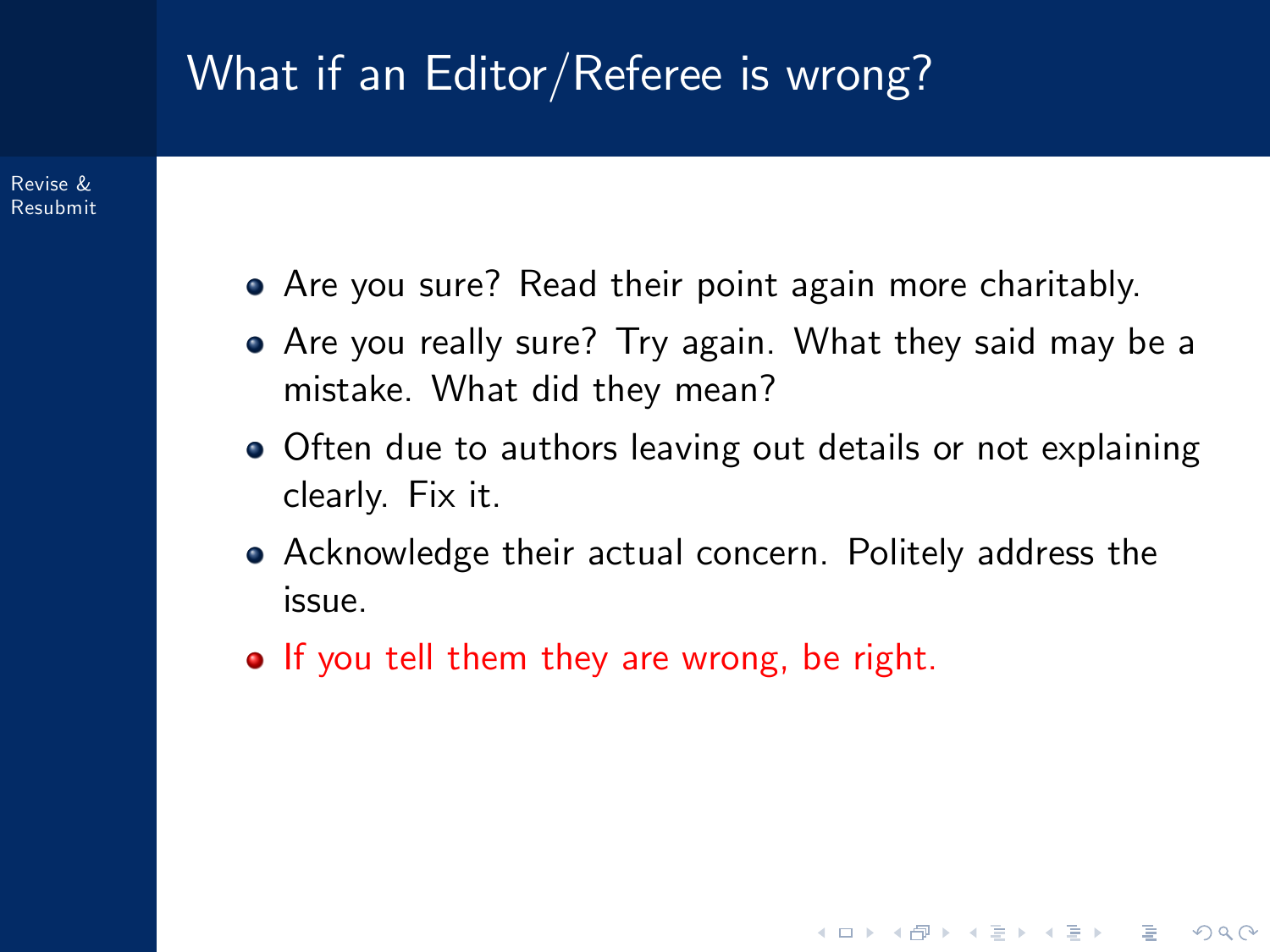# What if an Editor/Referee is wrong?

- Are you sure? Read their point again more charitably.
- Are you really sure? Try again. What they said may be a mistake. What did they mean?
- Often due to authors leaving out details or not explaining clearly. Fix it.
- Acknowledge their actual concern. Politely address the issue.
- If you tell them they are wrong, be right.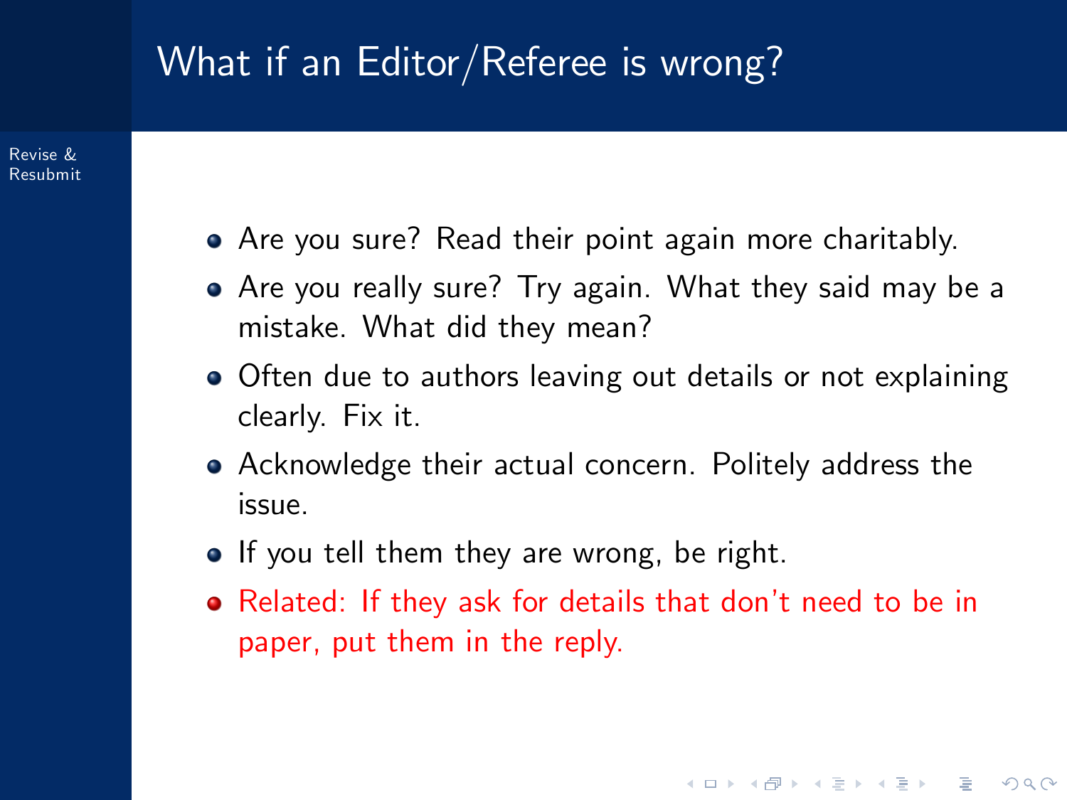# What if an Editor/Referee is wrong?

- Are you sure? Read their point again more charitably.
- Are you really sure? Try again. What they said may be a mistake. What did they mean?
- Often due to authors leaving out details or not explaining clearly. Fix it.
- Acknowledge their actual concern. Politely address the issue.
- If you tell them they are wrong, be right.
- Related: If they ask for details that don't need to be in paper, put them in the reply.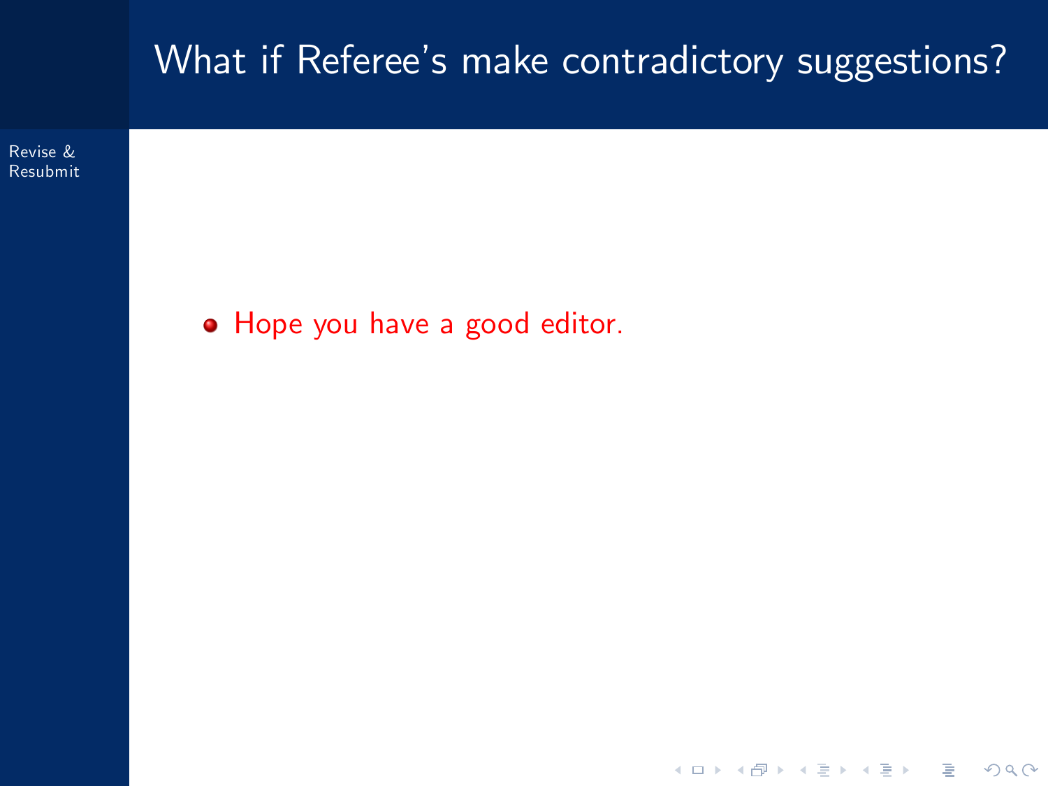# What if Referee's make contradictory suggestions?

- Hope you have a good editor.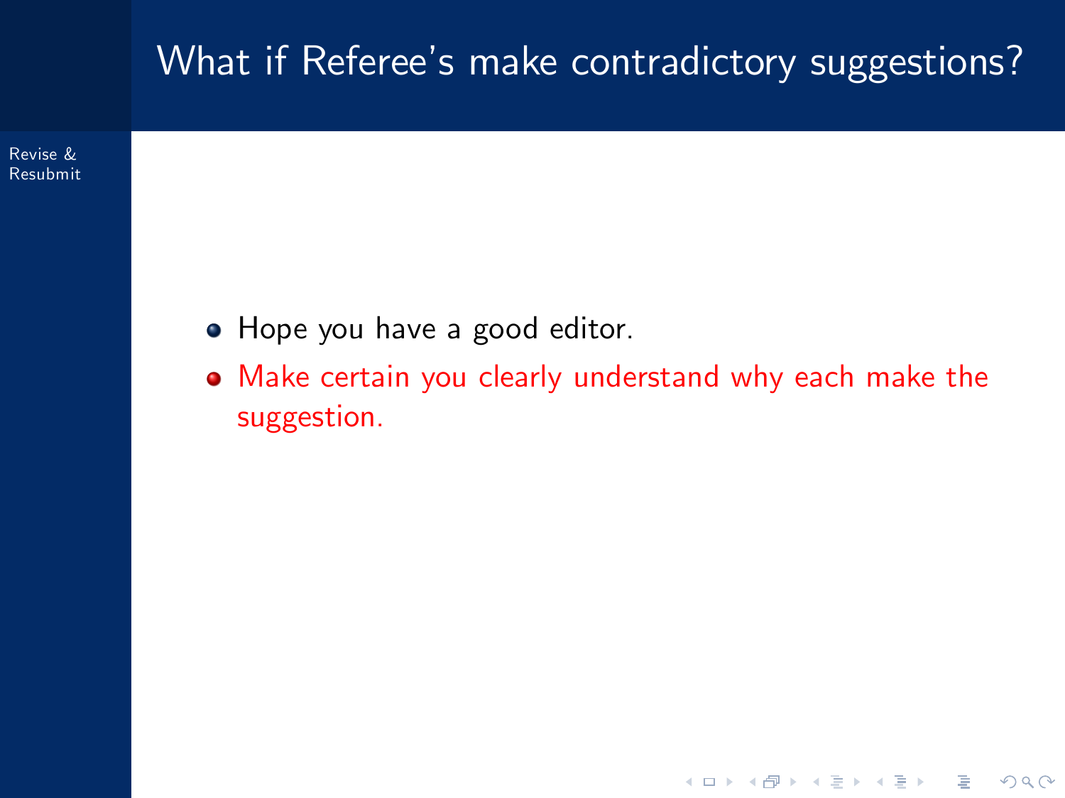# What if Referee's make contradictory suggestions?

- Hope you have a good editor.
- Make certain you clearly understand why each make the suggestion.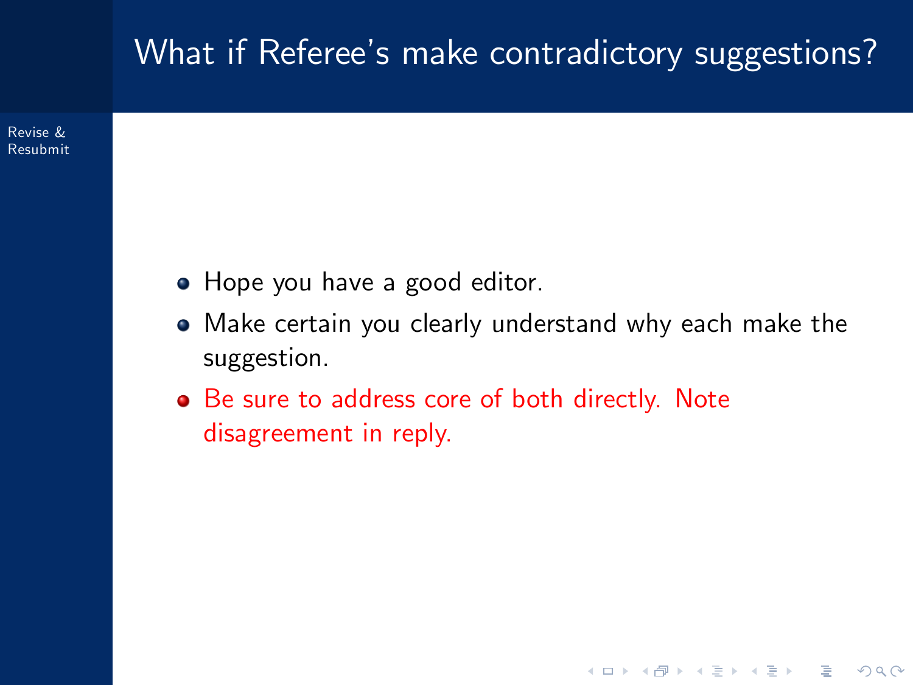# What if Referee's make contradictory suggestions?

- Hope you have a good editor.
- Make certain you clearly understand why each make the suggestion.
- Be sure to address core of both directly. Note disagreement in reply.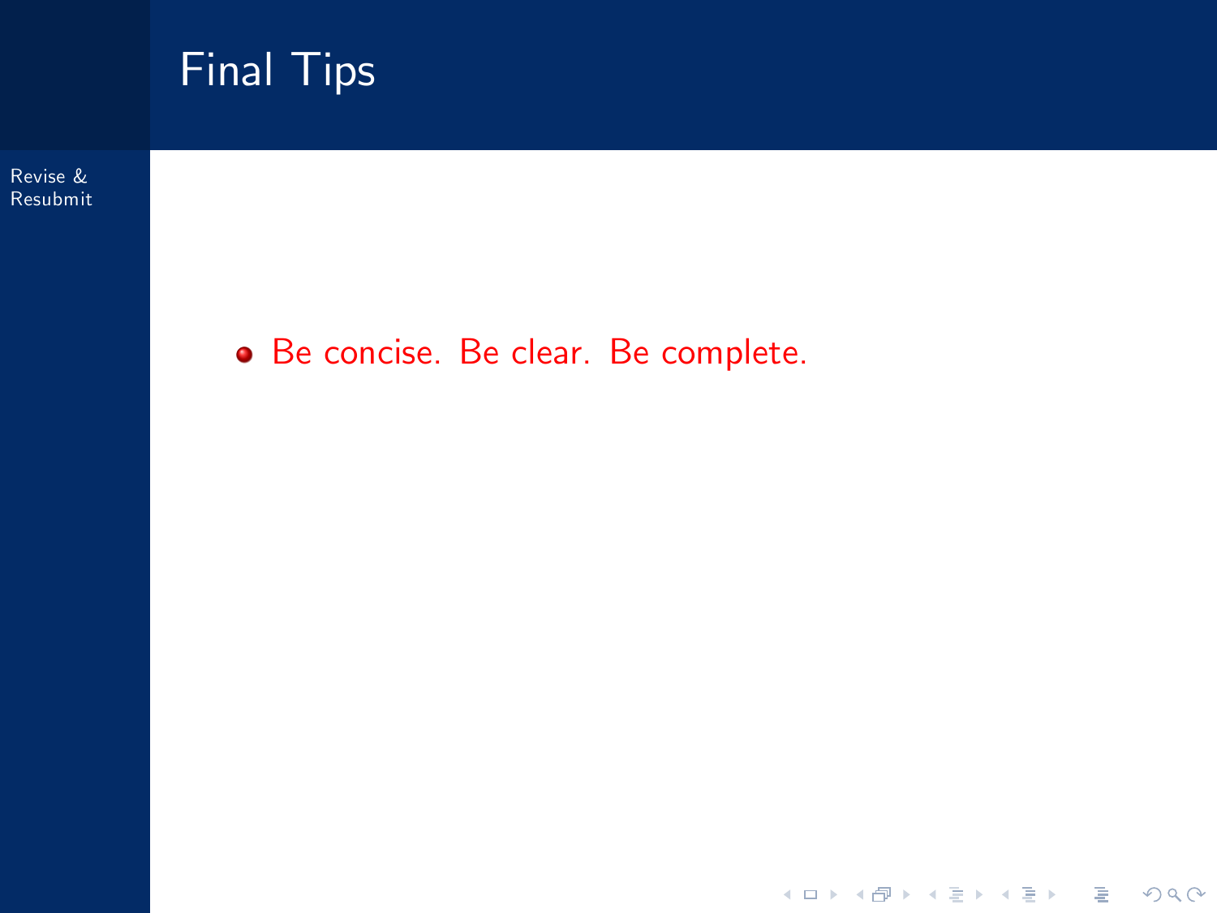## Final Tips

- Be concise. Be clear. Be complete.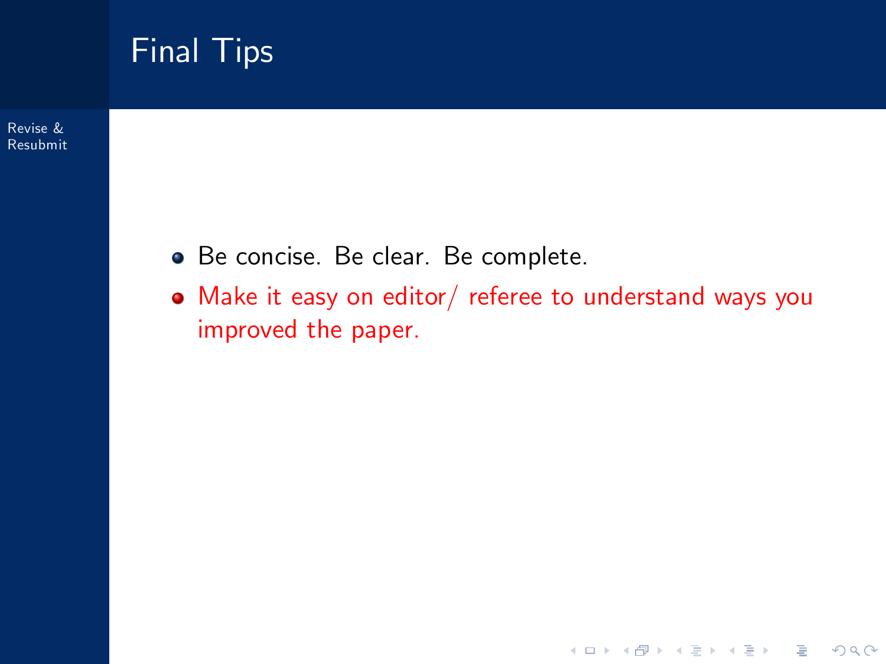# Final Tips

- Be concise. Be clear. Be complete.
- Make it easy on editor/ referee to understand ways you improved the paper.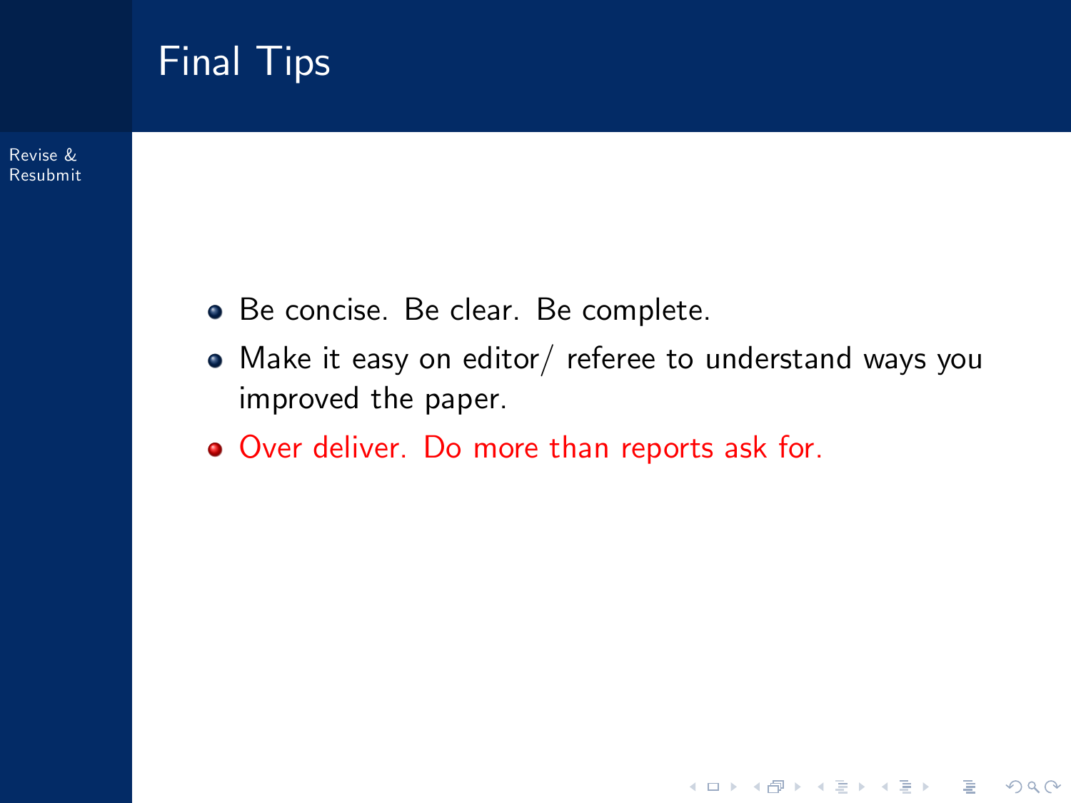# Final Tips

- Be concise. Be clear. Be complete.
- Make it easy on editor/ referee to understand ways you improved the paper.
- Over deliver. Do more than reports ask for.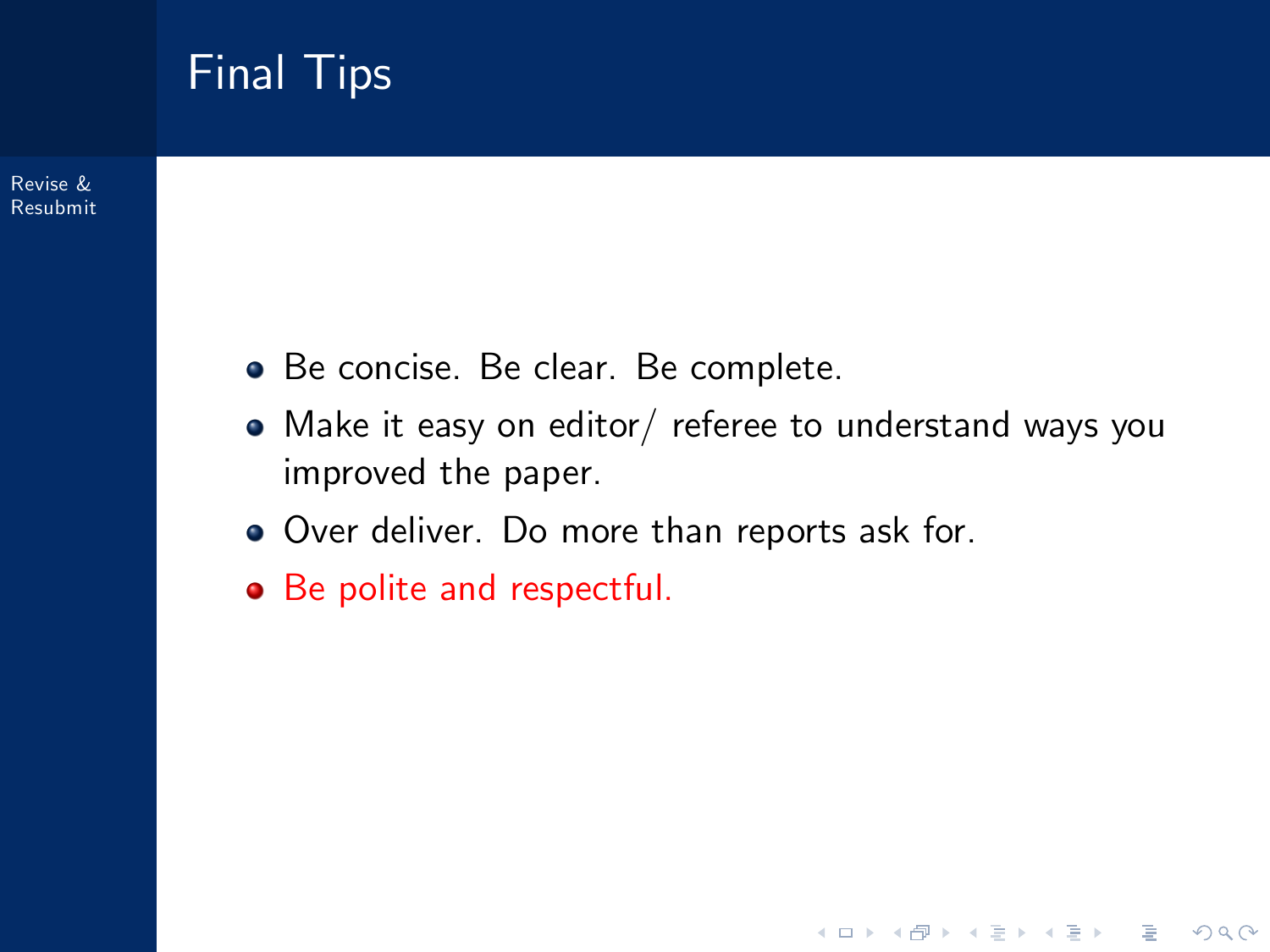# Final Tips

- Be concise. Be clear. Be complete.
- Make it easy on editor/ referee to understand ways you improved the paper.
- Over deliver. Do more than reports ask for.
- Be polite and respectful.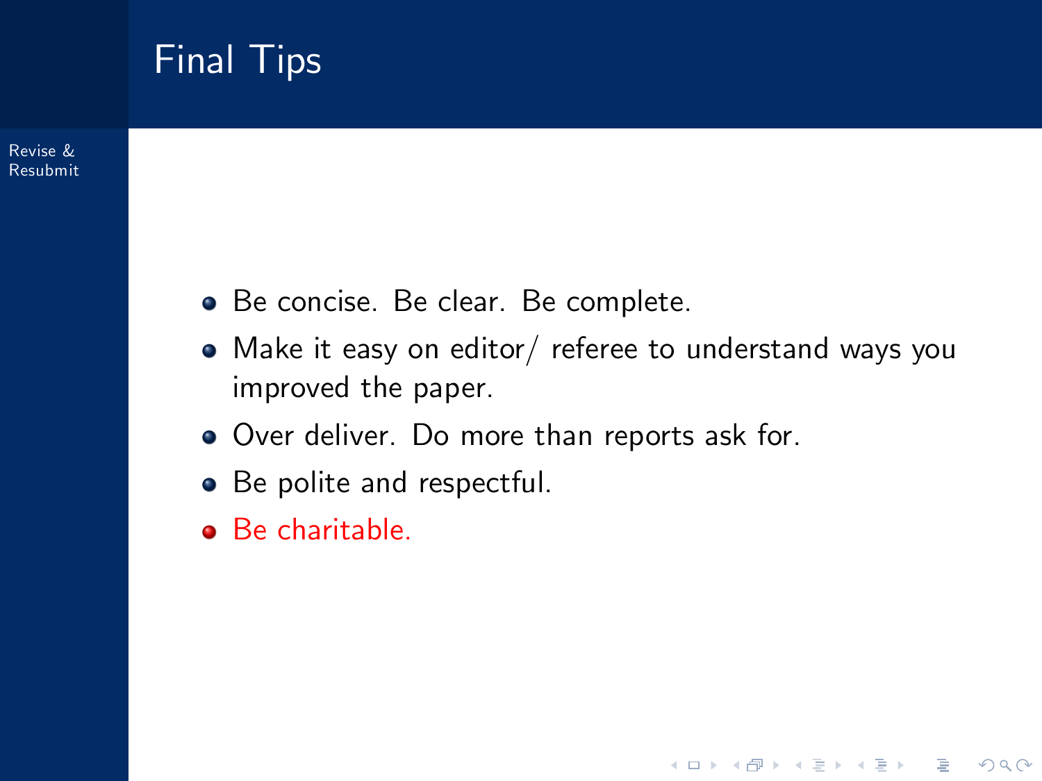# Final Tips

- Be concise. Be clear. Be complete.
- Make it easy on editor/ referee to understand ways you improved the paper.
- Over deliver. Do more than reports ask for.
- Be polite and respectful.
- Be charitable.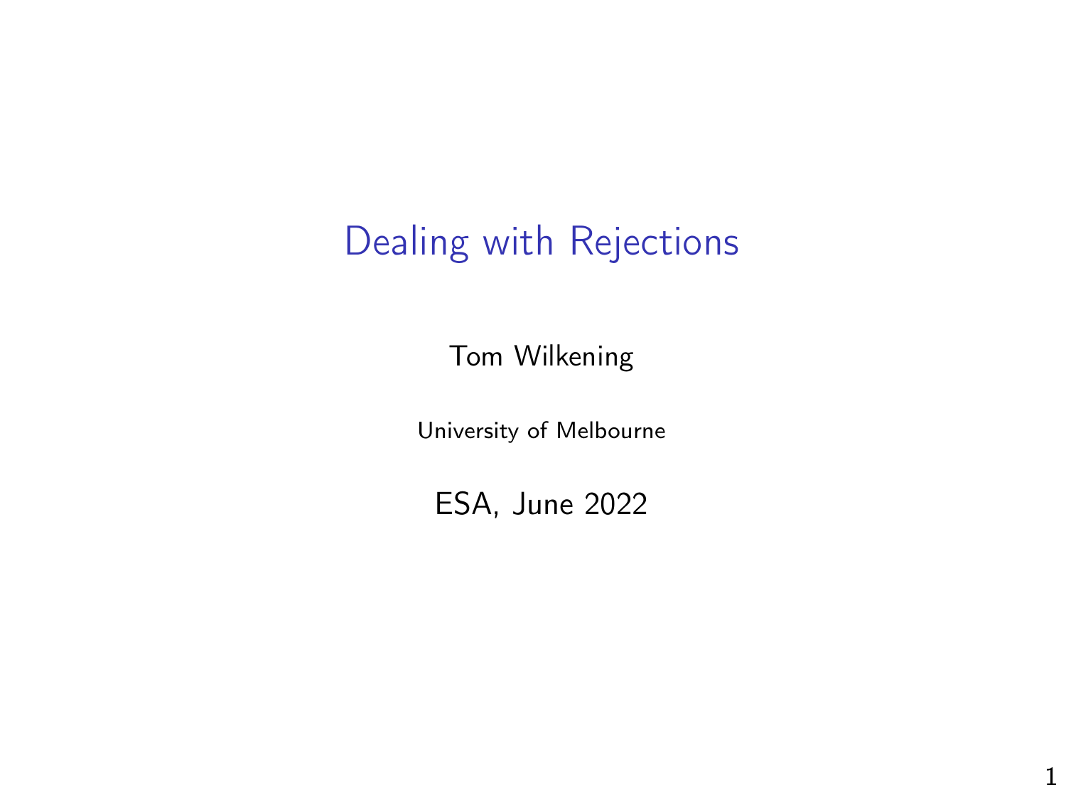# Dealing with Rejections

Tom Wilkening

University of Melbourne

ESA, June 2022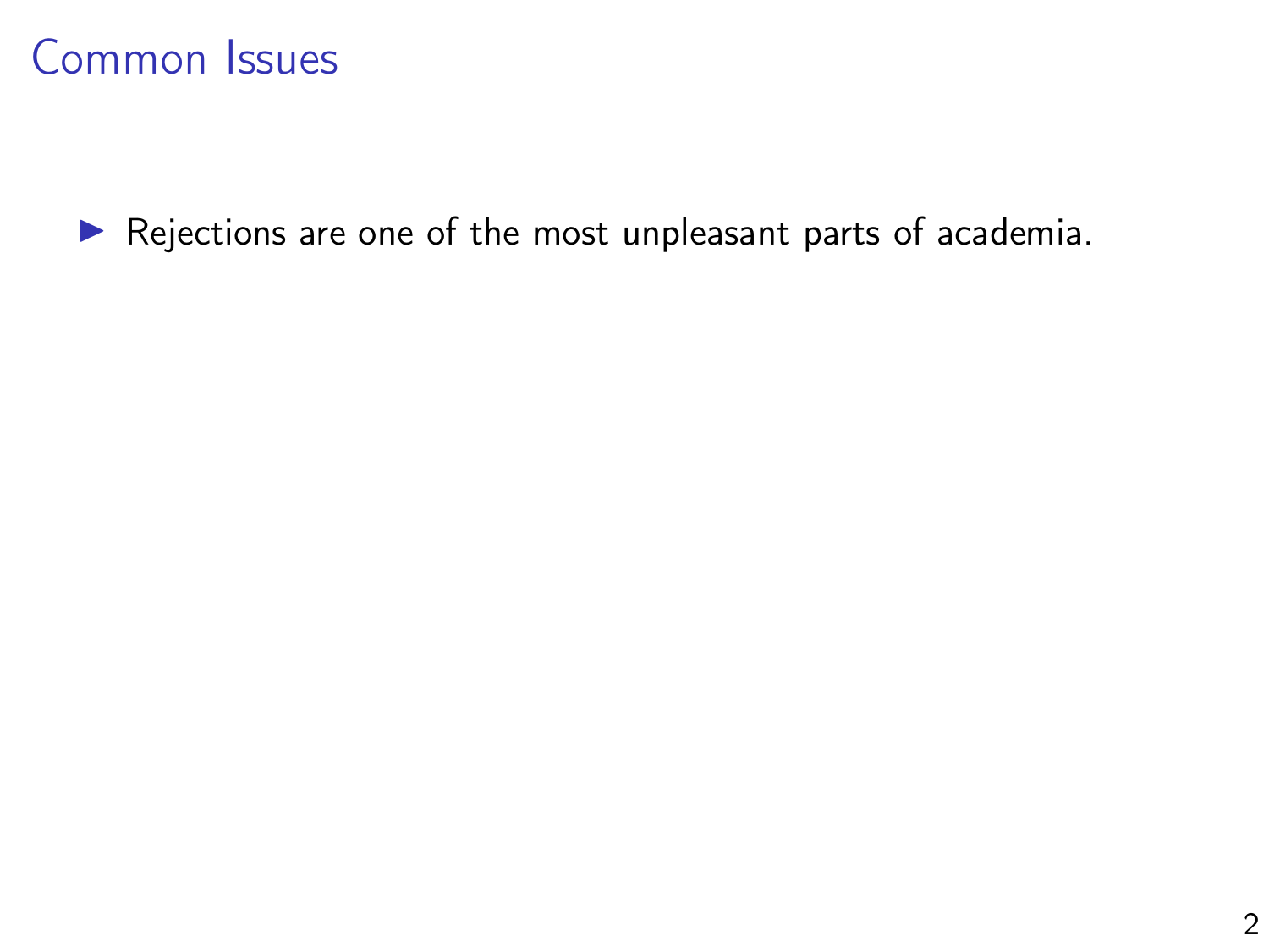# Common Issues

- Rejections are one of the most unpleasant parts of academia.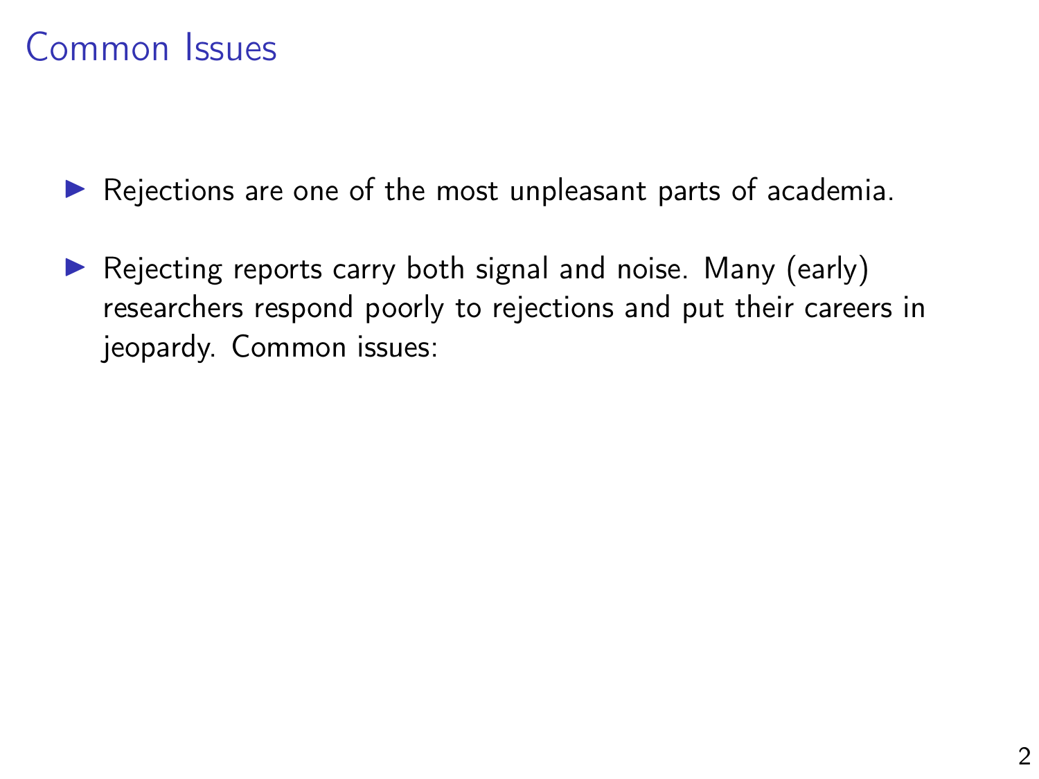# Common Issues

- Rejections are one of the most unpleasant parts of academia.
- Rejecting reports carry both signal and noise. Many (early) researchers respond poorly to rejections and put their careers in jeopardy. Common issues: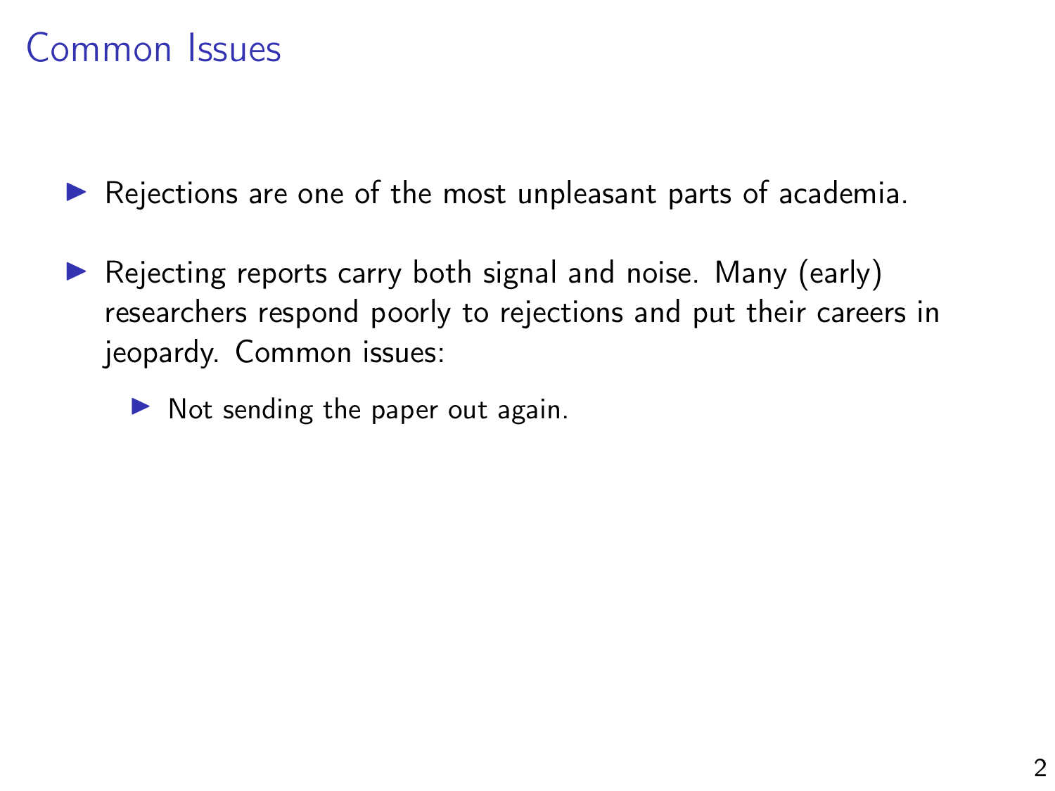# Common Issues

- Rejections are one of the most unpleasant parts of academia.
- Rejecting reports carry both signal and noise. Many (early) researchers respond poorly to rejections and put their careers in jeopardy. Common issues:
  - Not sending the paper out again.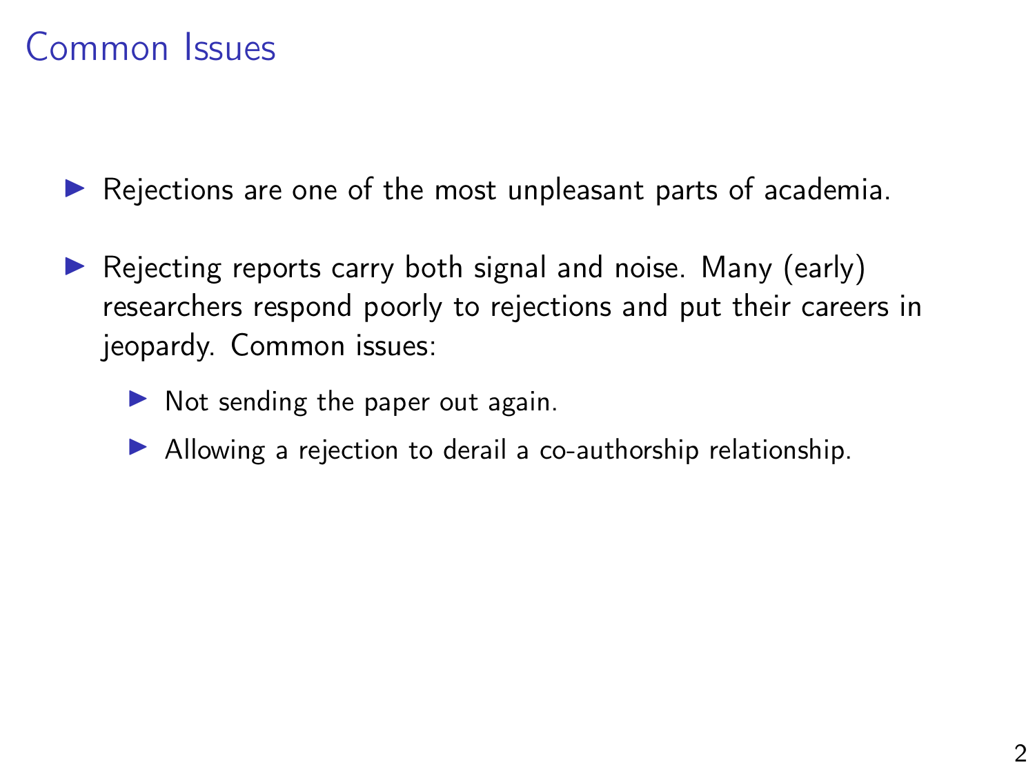# Common Issues

- Rejections are one of the most unpleasant parts of academia.
- Rejecting reports carry both signal and noise. Many (early) researchers respond poorly to rejections and put their careers in jeopardy. Common issues:
  - Not sending the paper out again.
  - Allowing a rejection to derail a co-authorship relationship.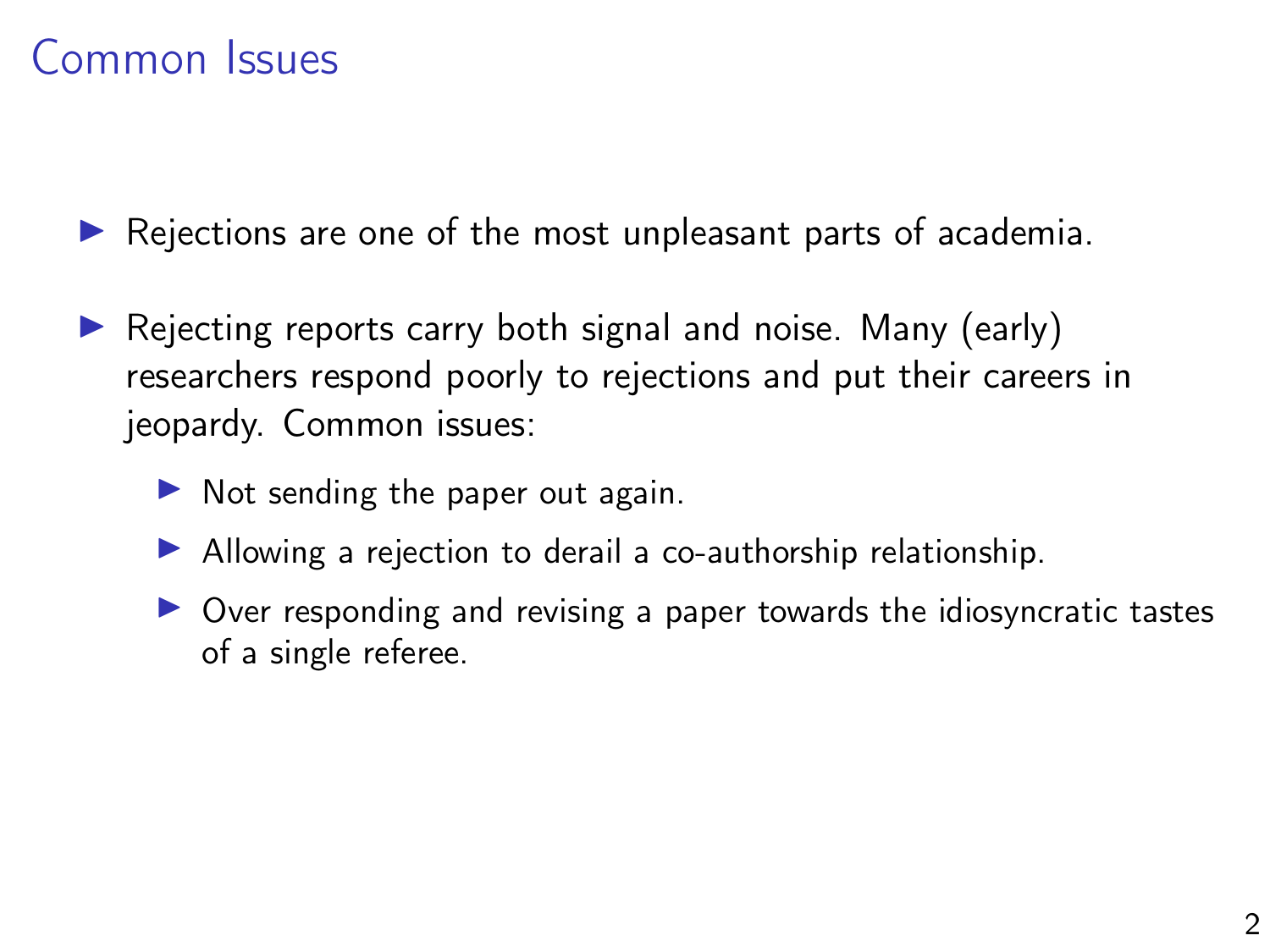# Common Issues

- Rejections are one of the most unpleasant parts of academia.
- Rejecting reports carry both signal and noise. Many (early) researchers respond poorly to rejections and put their careers in jeopardy. Common issues:
  - Not sending the paper out again.
  - Allowing a rejection to derail a co-authorship relationship.
  - Over responding and revising a paper towards the idiosyncratic tastes of a single referee.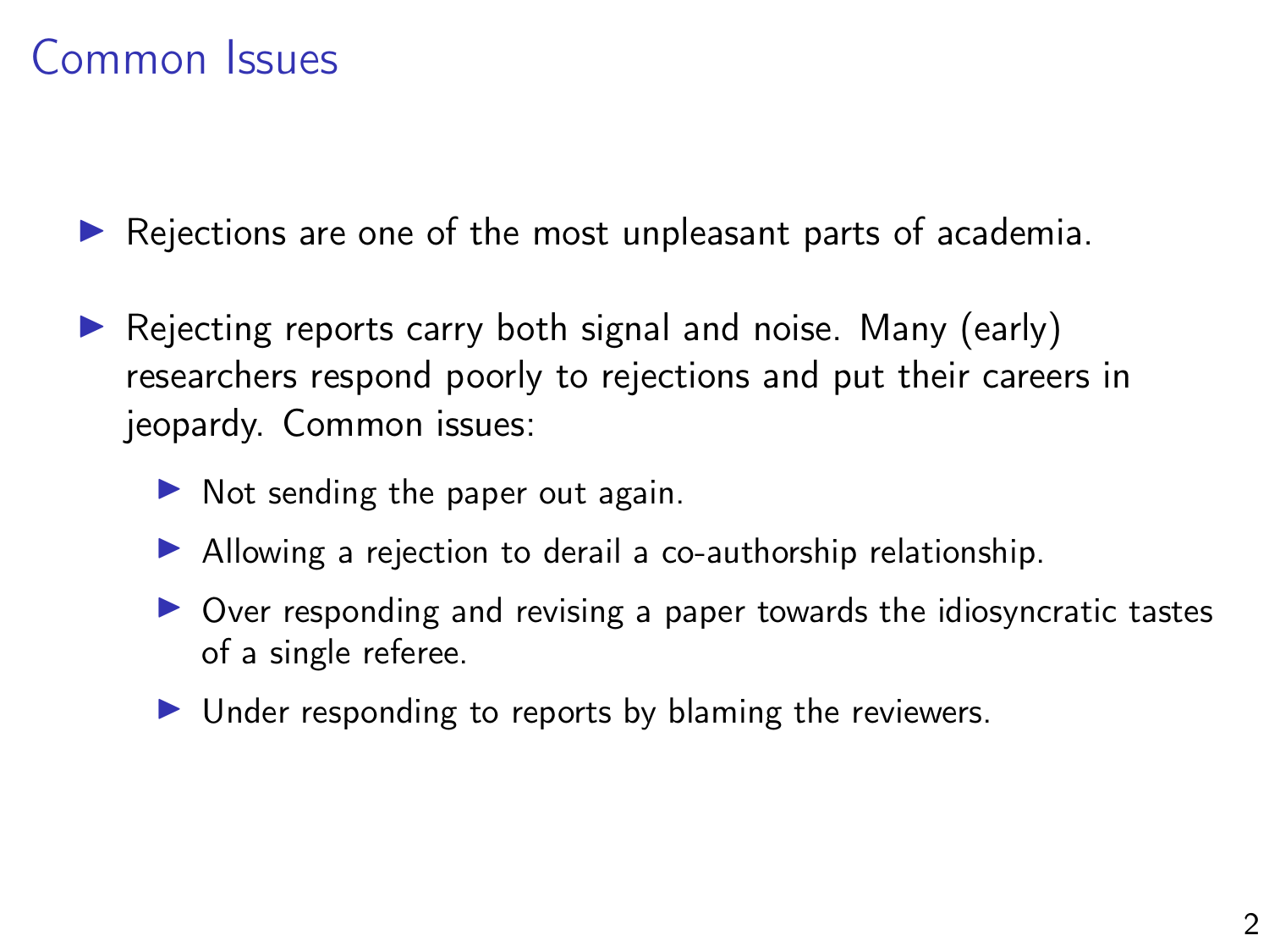# Common Issues

- Rejections are one of the most unpleasant parts of academia.
- Rejecting reports carry both signal and noise. Many (early) researchers respond poorly to rejections and put their careers in jeopardy. Common issues:
  - Not sending the paper out again.
  - Allowing a rejection to derail a co-authorship relationship.
  - Over responding and revising a paper towards the idiosyncratic tastes of a single referee.
  - Under responding to reports by blaming the reviewers.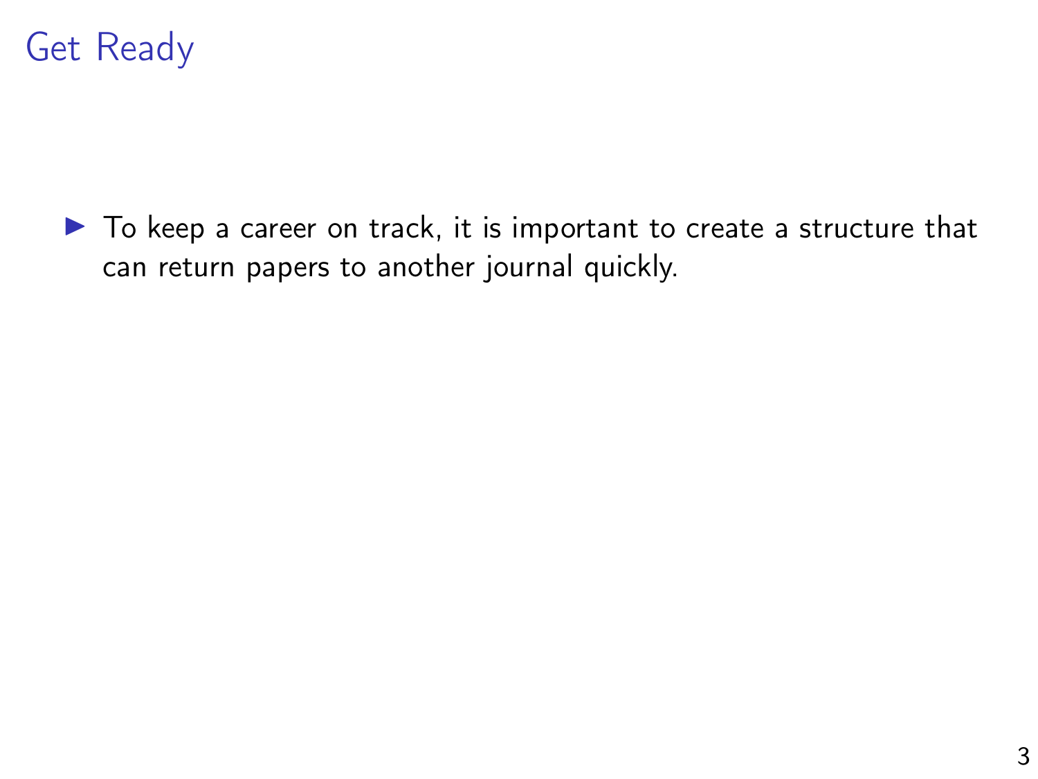# Get Ready

- To keep a career on track, it is important to create a structure that can return papers to another journal quickly.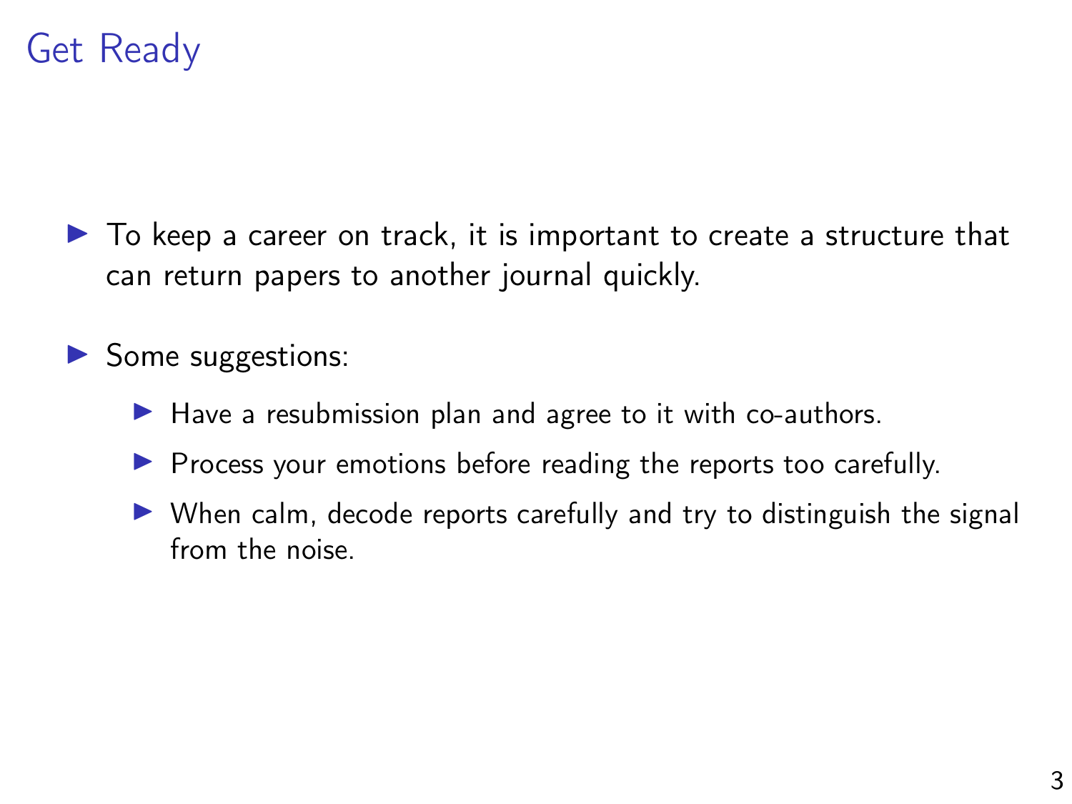# Get Ready

- To keep a career on track, it is important to create a structure that can return papers to another journal quickly.
- Some suggestions:
  - Have a resubmission plan and agree to it with co-authors.
  - Process your emotions before reading the reports too carefully.
  - When calm, decode reports carefully and try to distinguish the signal from the noise.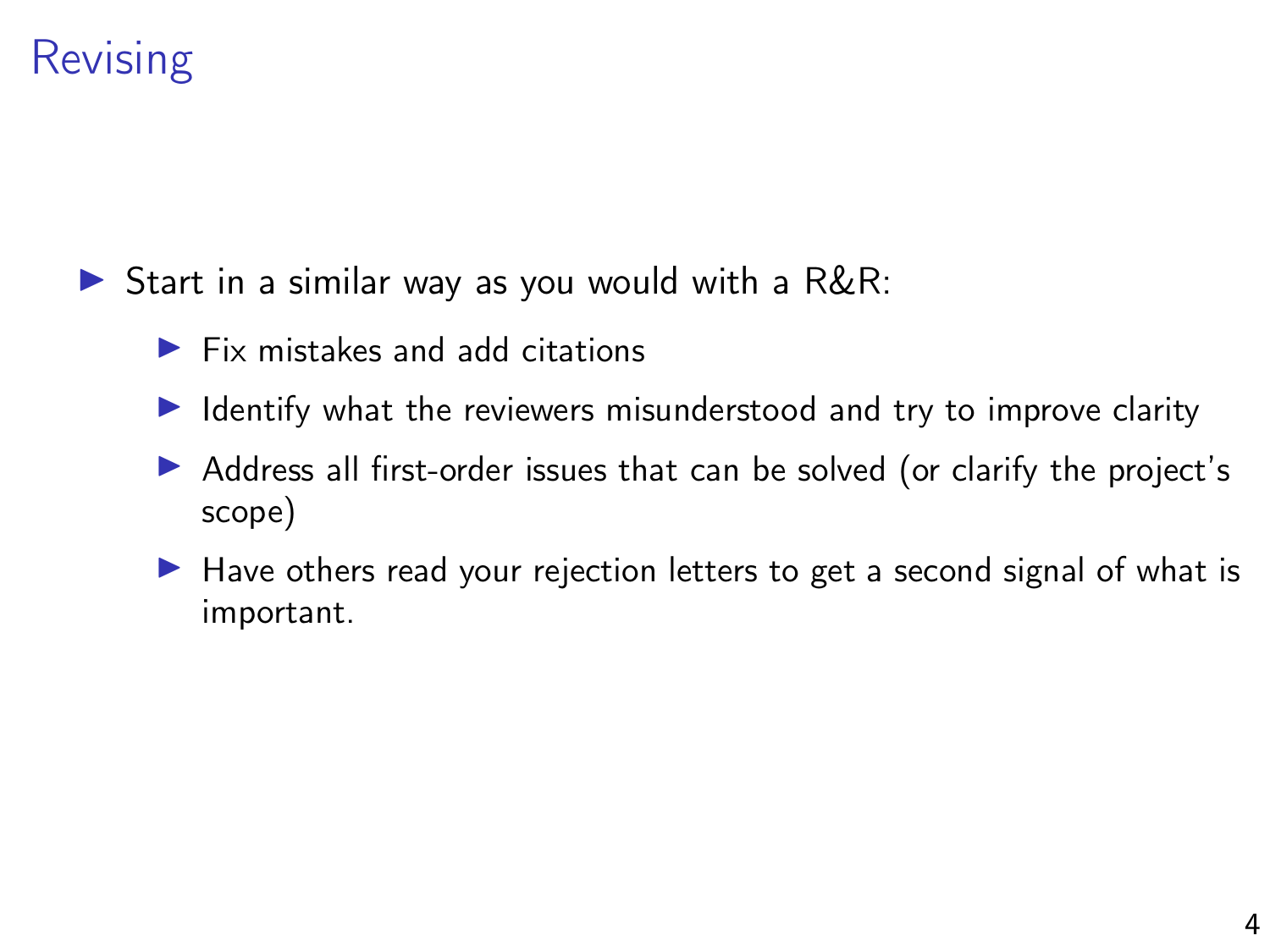# Revising

- Start in a similar way as you would with a R&R:
  - Fix mistakes and add citations
  - Identify what the reviewers misunderstood and try to improve clarity
  - Address all first-order issues that can be solved (or clarify the project's scope)
  - Have others read your rejection letters to get a second signal of what is important.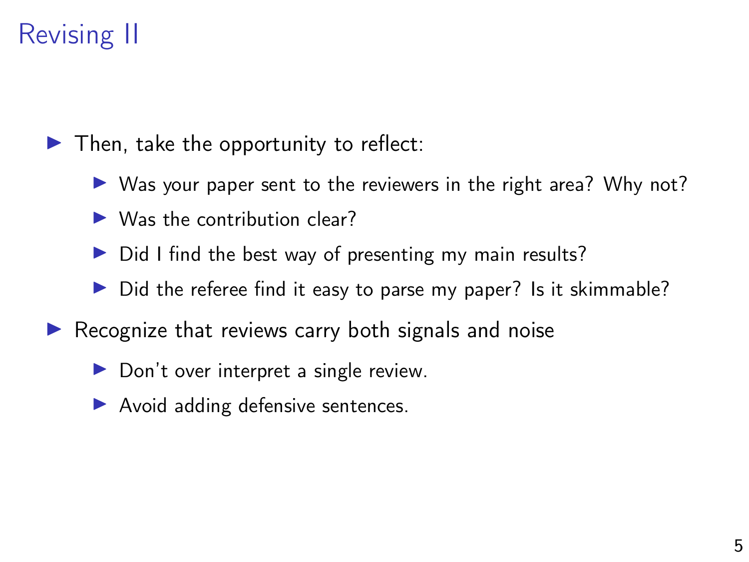# Revising II

- Then, take the opportunity to reflect:
  - Was your paper sent to the reviewers in the right area? Why not?
  - Was the contribution clear?
  - Did I find the best way of presenting my main results?
  - Did the referee find it easy to parse my paper? Is it skimmable?
- Recognize that reviews carry both signals and noise
  - Don't over interpret a single review.
  - Avoid adding defensive sentences.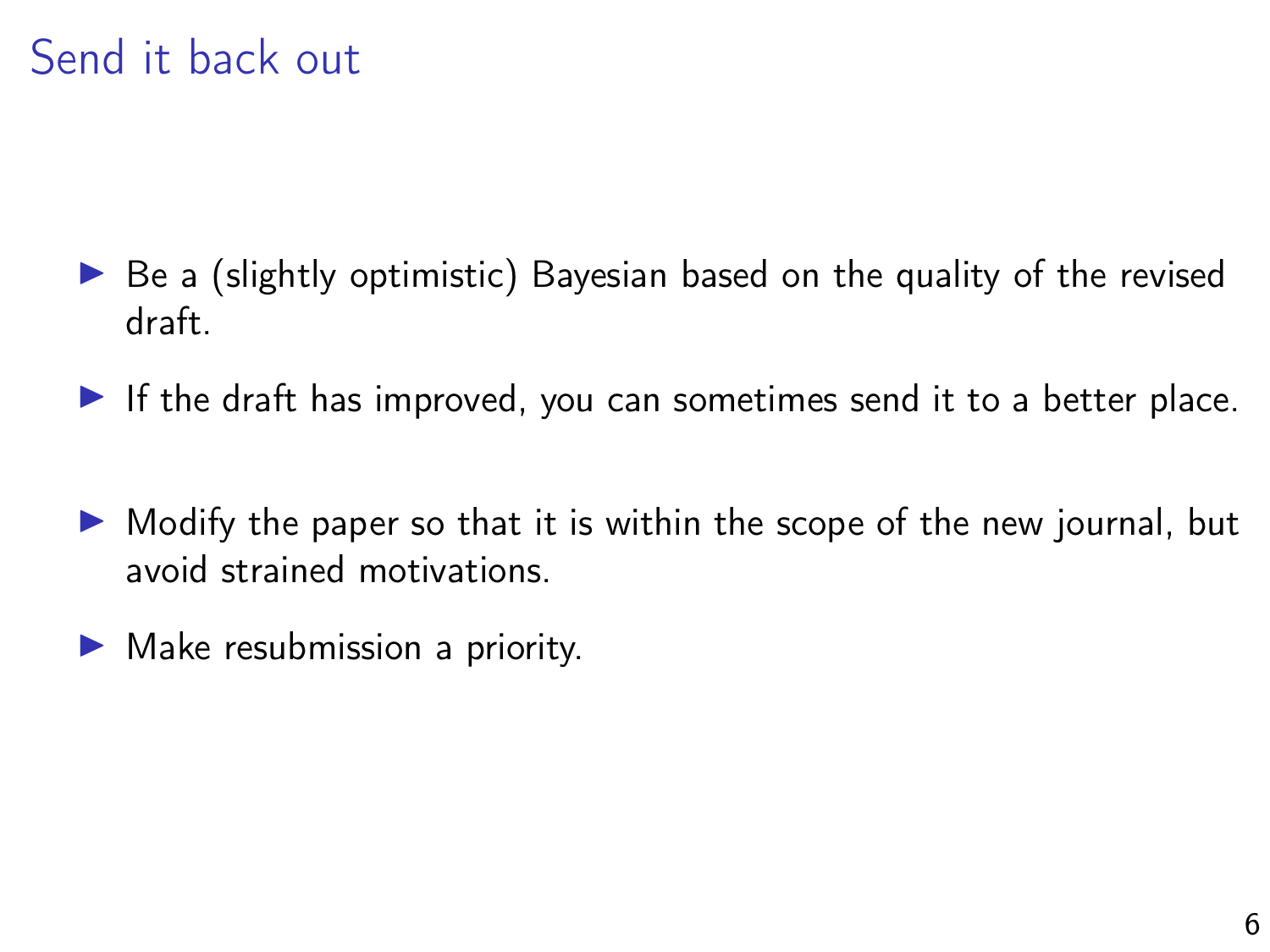# Send it back out

- Be a (slightly optimistic) Bayesian based on the quality of the revised draft.
- If the draft has improved, you can sometimes send it to a better place.
- Modify the paper so that it is within the scope of the new journal, but avoid strained motivations.
- Make resubmission a priority.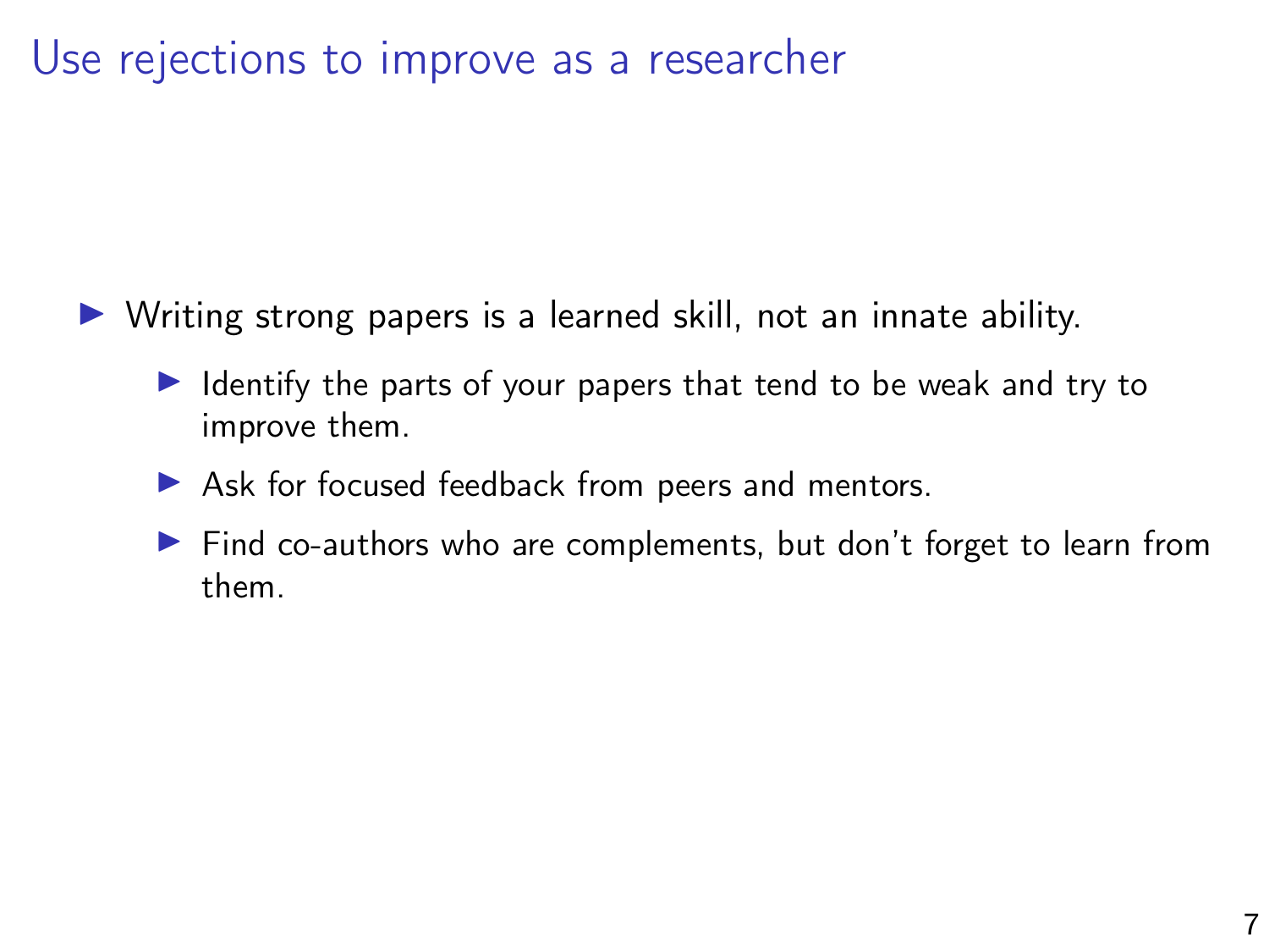# Use rejections to improve as a researcher

- Writing strong papers is a learned skill, not an innate ability.
  - Identify the parts of your papers that tend to be weak and try to improve them.
  - Ask for focused feedback from peers and mentors.
  - Find co-authors who are complements, but don't forget to learn from them.